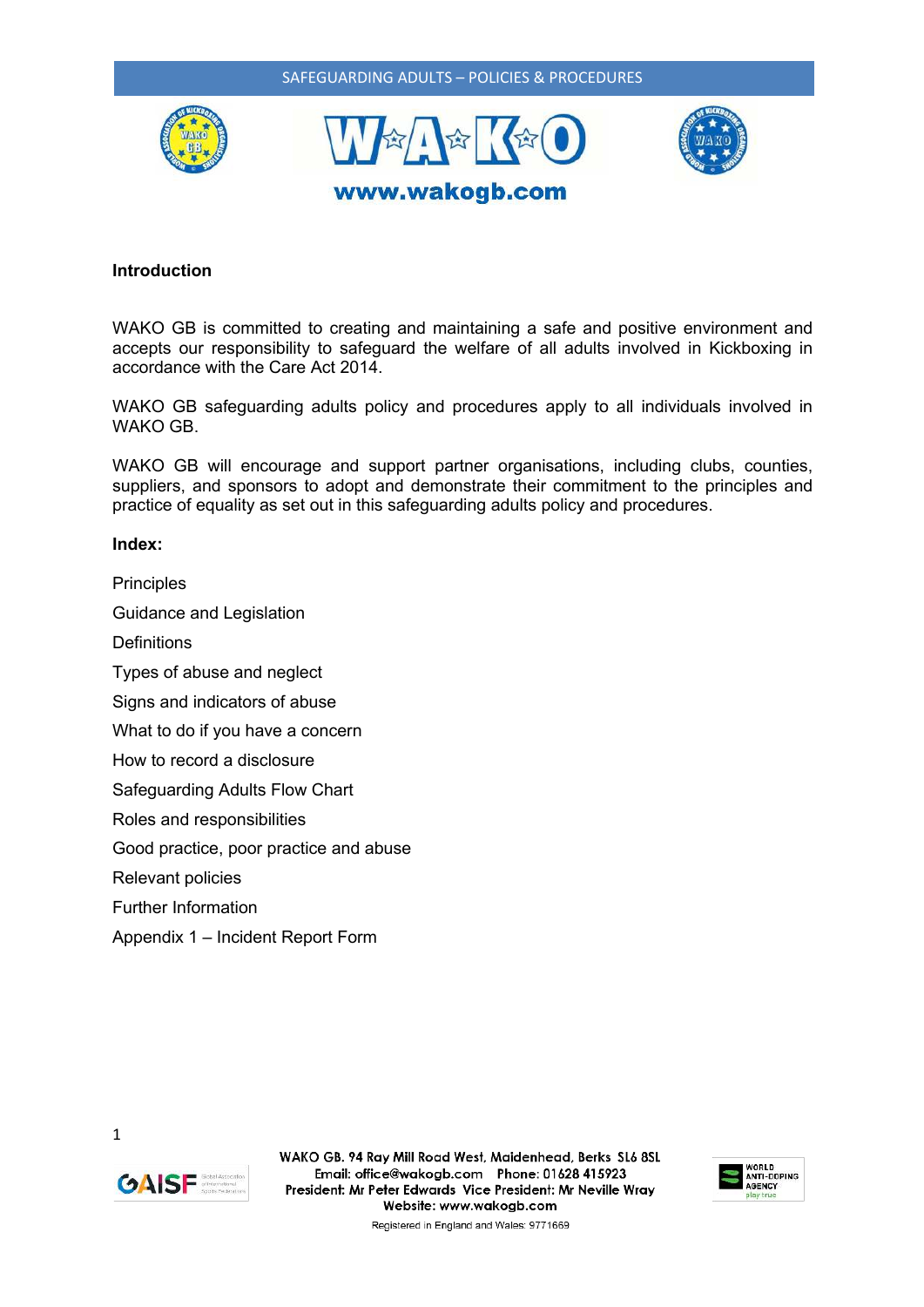## Introduction

WAKO GB is committed to creating and maintaining a safe and positive environment and accepts our responsibility to safeguard the welfare of all adults involved in Kickboxing in accordance with the Care Act 2014.

WAKO GB safeguarding adults policy and procedures apply to all individuals involved in WAKO GB.

WAKO GB will encourage and support partner organisations, including clubs, counties, suppliers, and sponsors to adopt and demonstrate their commitment to the principles and practice of equality as set out in this safeguarding adults policy and procedures.

**Index:**

Principles

Guidance and Legislation

Definitions

Types of abuse and neglect

Signs and indicators of abuse

What to do if you have a concern

How to record a disclosure

Safeguarding Adults Flow Chart

Roles and responsibilities

Good practice, poor practice and abuse

Relevant policies

Further Information

Appendix 1 – Incident Report Form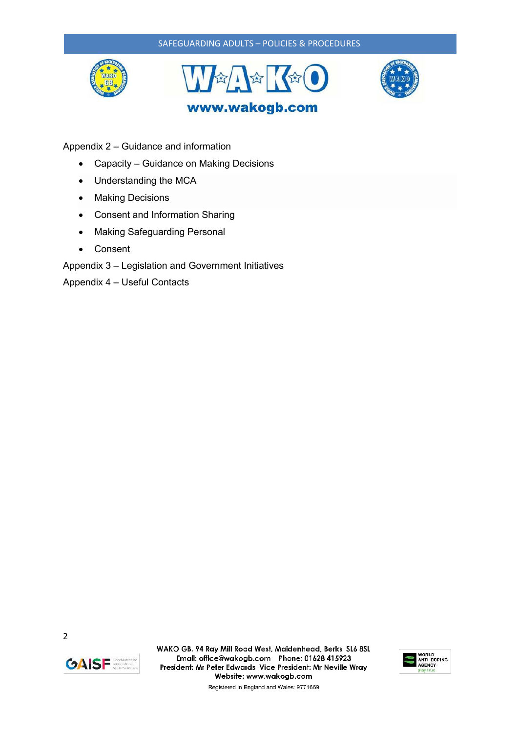Appendix 2 – Guidance and information

- Capacity – Guidance on Making Decisions
- Understanding the MCA
- Making Decisions
- Consent and Information Sharing
- Making Safeguarding Personal
- Consent

Appendix 3 – Legislation and Government Initiatives

Appendix 4 – Useful Contacts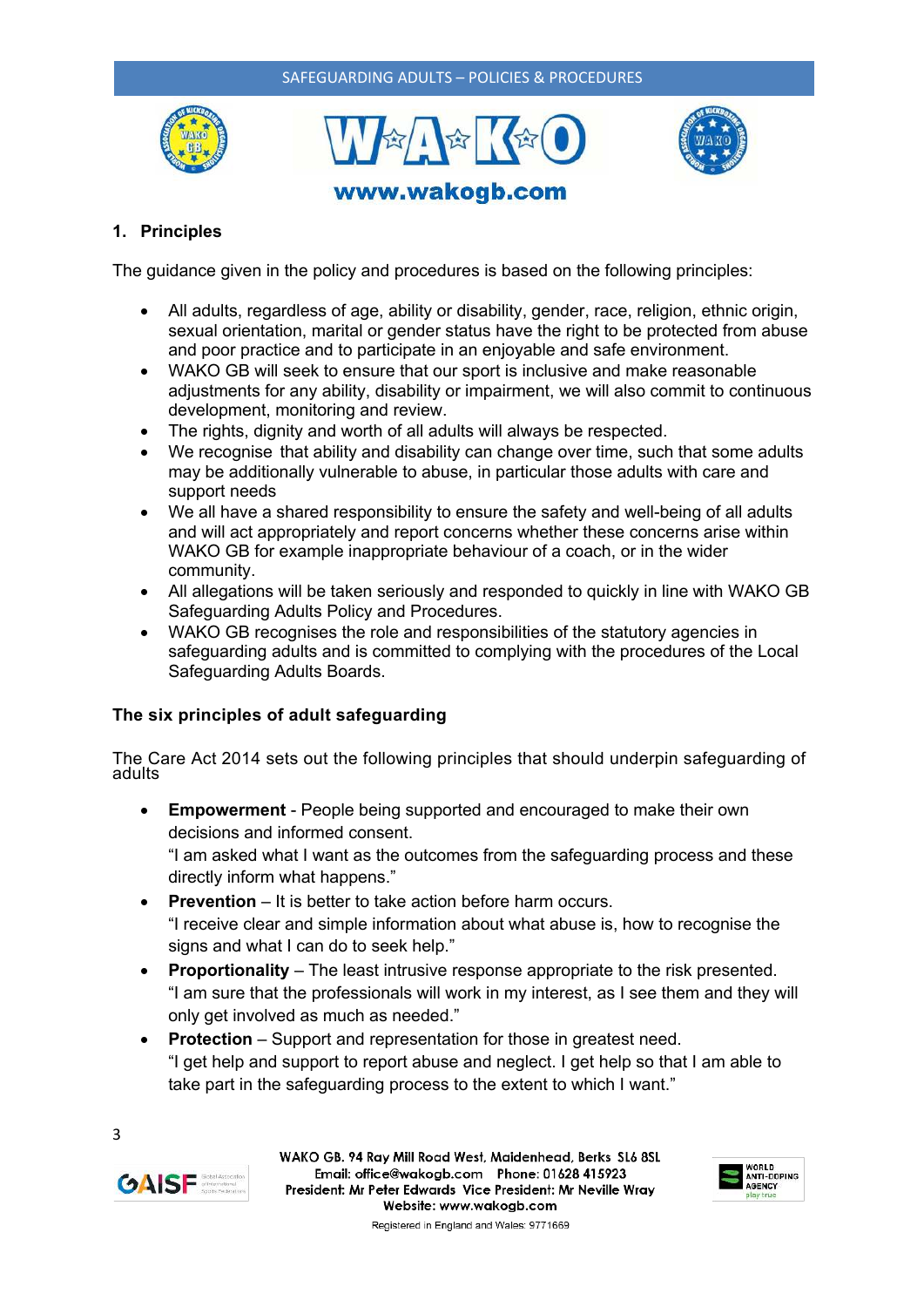## 1. Principles

The guidance given in the policy and procedures is based on the following principles:

- All adults, regardless of age, ability or disability, gender, race, religion, ethnic origin, sexual orientation, marital or gender status have the right to be protected from abuse and poor practice and to participate in an enjoyable and safe environment.
- WAKO GB will seek to ensure that our sport is inclusive and make reasonable adjustments for any ability, disability or impairment, we will also commit to continuous development, monitoring and review.
- The rights, dignity and worth of all adults will always be respected.
- We recognise that ability and disability can change over time, such that some adults may be additionally vulnerable to abuse, in particular those adults with care and support needs
- We all have a shared responsibility to ensure the safety and well-being of all adults and will act appropriately and report concerns whether these concerns arise within WAKO GB for example inappropriate behaviour of a coach, or in the wider community.
- All allegations will be taken seriously and responded to quickly in line with WAKO GB Safeguarding Adults Policy and Procedures.
- WAKO GB recognises the role and responsibilities of the statutory agencies in safeguarding adults and is committed to complying with the procedures of the Local Safeguarding Adults Boards.

### The six principles of adult safeguarding

The Care Act 2014 sets out the following principles that should underpin safeguarding of adults

- **Empowerment** - People being supported and encouraged to make their own decisions and informed consent.
  "I am asked what I want as the outcomes from the safeguarding process and these directly inform what happens."
- **Prevention** – It is better to take action before harm occurs.
  "I receive clear and simple information about what abuse is, how to recognise the signs and what I can do to seek help."
- **Proportionality** – The least intrusive response appropriate to the risk presented.
  "I am sure that the professionals will work in my interest, as I see them and they will only get involved as much as needed."
- **Protection** – Support and representation for those in greatest need.
  "I get help and support to report abuse and neglect. I get help so that I am able to take part in the safeguarding process to the extent to which I want."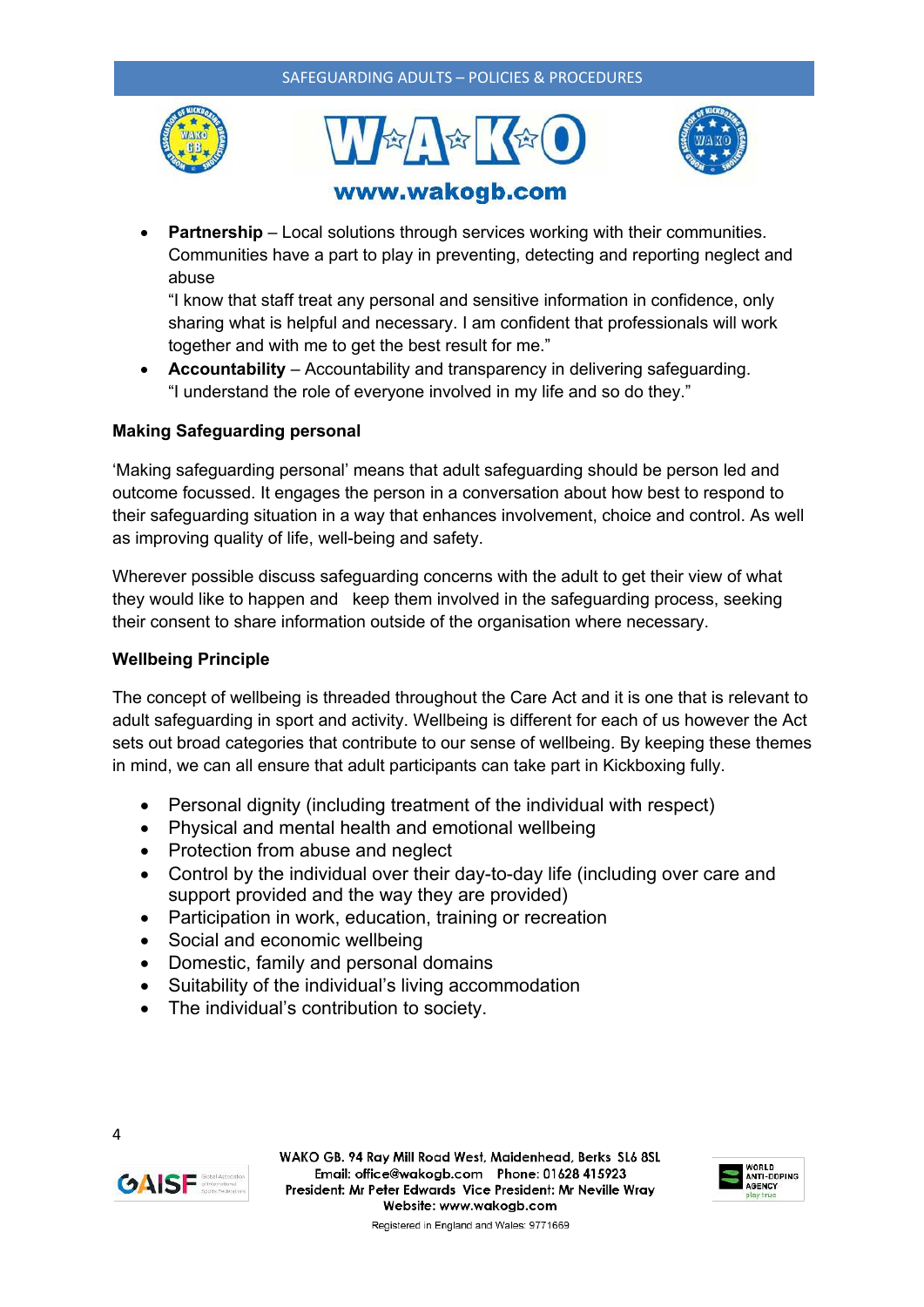- **Partnership** – Local solutions through services working with their communities. Communities have a part to play in preventing, detecting and reporting neglect and abuse
  "I know that staff treat any personal and sensitive information in confidence, only sharing what is helpful and necessary. I am confident that professionals will work together and with me to get the best result for me."
- **Accountability** – Accountability and transparency in delivering safeguarding. "I understand the role of everyone involved in my life and so do they."

**Making Safeguarding personal**

'Making safeguarding personal' means that adult safeguarding should be person led and outcome focussed. It engages the person in a conversation about how best to respond to their safeguarding situation in a way that enhances involvement, choice and control. As well as improving quality of life, well-being and safety.

Wherever possible discuss safeguarding concerns with the adult to get their view of what they would like to happen and keep them involved in the safeguarding process, seeking their consent to share information outside of the organisation where necessary.

**Wellbeing Principle**

The concept of wellbeing is threaded throughout the Care Act and it is one that is relevant to adult safeguarding in sport and activity. Wellbeing is different for each of us however the Act sets out broad categories that contribute to our sense of wellbeing. By keeping these themes in mind, we can all ensure that adult participants can take part in Kickboxing fully.

- Personal dignity (including treatment of the individual with respect)
- Physical and mental health and emotional wellbeing
- Protection from abuse and neglect
- Control by the individual over their day-to-day life (including over care and support provided and the way they are provided)
- Participation in work, education, training or recreation
- Social and economic wellbeing
- Domestic, family and personal domains
- Suitability of the individual's living accommodation
- The individual's contribution to society.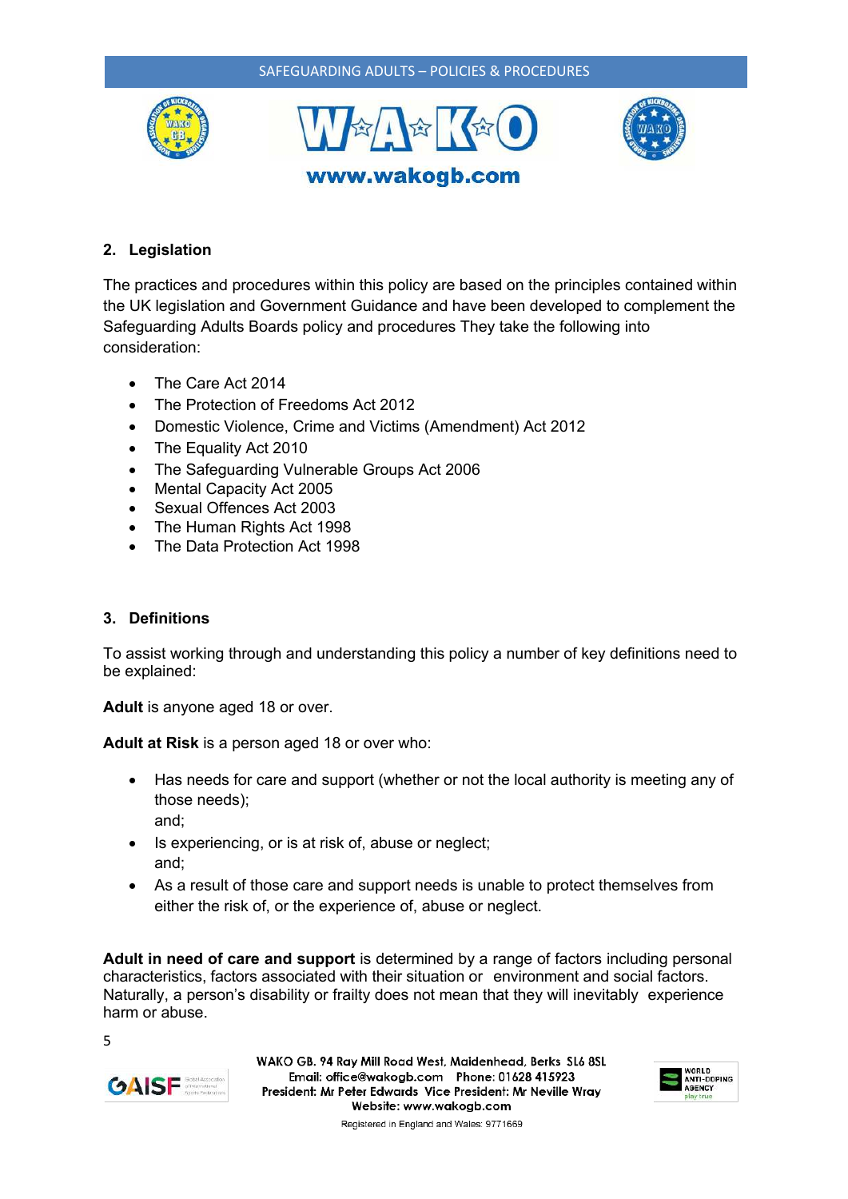## 2. Legislation

The practices and procedures within this policy are based on the principles contained within the UK legislation and Government Guidance and have been developed to complement the Safeguarding Adults Boards policy and procedures They take the following into consideration:

- The Care Act 2014
- The Protection of Freedoms Act 2012
- Domestic Violence, Crime and Victims (Amendment) Act 2012
- The Equality Act 2010
- The Safeguarding Vulnerable Groups Act 2006
- Mental Capacity Act 2005
- Sexual Offences Act 2003
- The Human Rights Act 1998
- The Data Protection Act 1998

## 3. Definitions

To assist working through and understanding this policy a number of key definitions need to be explained:

**Adult** is anyone aged 18 or over.

**Adult at Risk** is a person aged 18 or over who:

- Has needs for care and support (whether or not the local authority is meeting any of those needs);
  and;
- Is experiencing, or is at risk of, abuse or neglect;
  and;
- As a result of those care and support needs is unable to protect themselves from either the risk of, or the experience of, abuse or neglect.

**Adult in need of care and support** is determined by a range of factors including personal characteristics, factors associated with their situation or environment and social factors. Naturally, a person's disability or frailty does not mean that they will inevitably experience harm or abuse.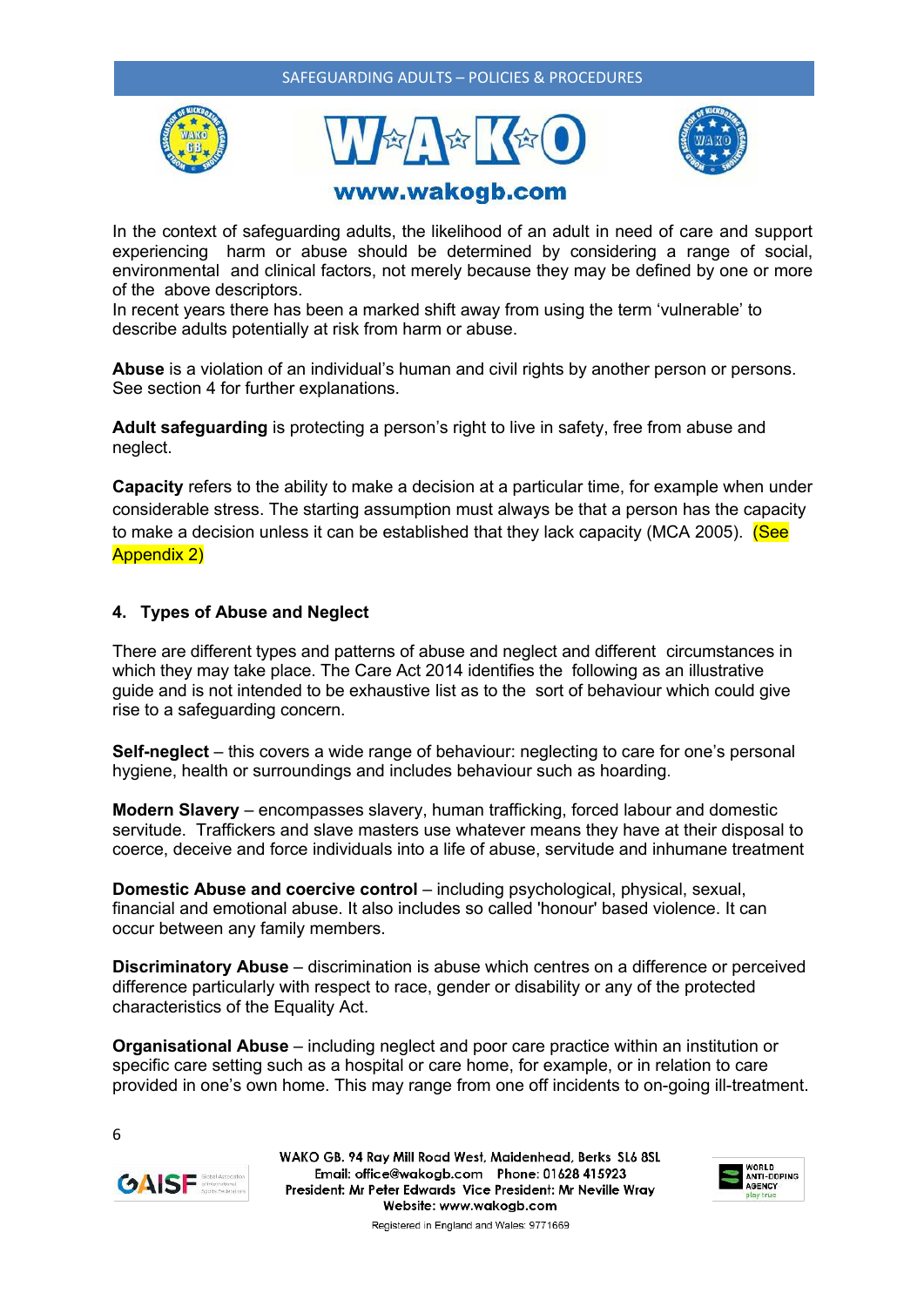In the context of safeguarding adults, the likelihood of an adult in need of care and support experiencing harm or abuse should be determined by considering a range of social, environmental and clinical factors, not merely because they may be defined by one or more of the above descriptors.
In recent years there has been a marked shift away from using the term 'vulnerable' to describe adults potentially at risk from harm or abuse.

**Abuse** is a violation of an individual's human and civil rights by another person or persons. See section 4 for further explanations.

**Adult safeguarding** is protecting a person's right to live in safety, free from abuse and neglect.

**Capacity** refers to the ability to make a decision at a particular time, for example when under considerable stress. The starting assumption must always be that a person has the capacity to make a decision unless it can be established that they lack capacity (MCA 2005). (See Appendix 2)

## 4. Types of Abuse and Neglect

There are different types and patterns of abuse and neglect and different circumstances in which they may take place. The Care Act 2014 identifies the following as an illustrative guide and is not intended to be exhaustive list as to the sort of behaviour which could give rise to a safeguarding concern.

**Self-neglect** – this covers a wide range of behaviour: neglecting to care for one's personal hygiene, health or surroundings and includes behaviour such as hoarding.

**Modern Slavery** – encompasses slavery, human trafficking, forced labour and domestic servitude. Traffickers and slave masters use whatever means they have at their disposal to coerce, deceive and force individuals into a life of abuse, servitude and inhumane treatment

**Domestic Abuse and coercive control** – including psychological, physical, sexual, financial and emotional abuse. It also includes so called 'honour' based violence. It can occur between any family members.

**Discriminatory Abuse** – discrimination is abuse which centres on a difference or perceived difference particularly with respect to race, gender or disability or any of the protected characteristics of the Equality Act.

**Organisational Abuse** – including neglect and poor care practice within an institution or specific care setting such as a hospital or care home, for example, or in relation to care provided in one's own home. This may range from one off incidents to on-going ill-treatment.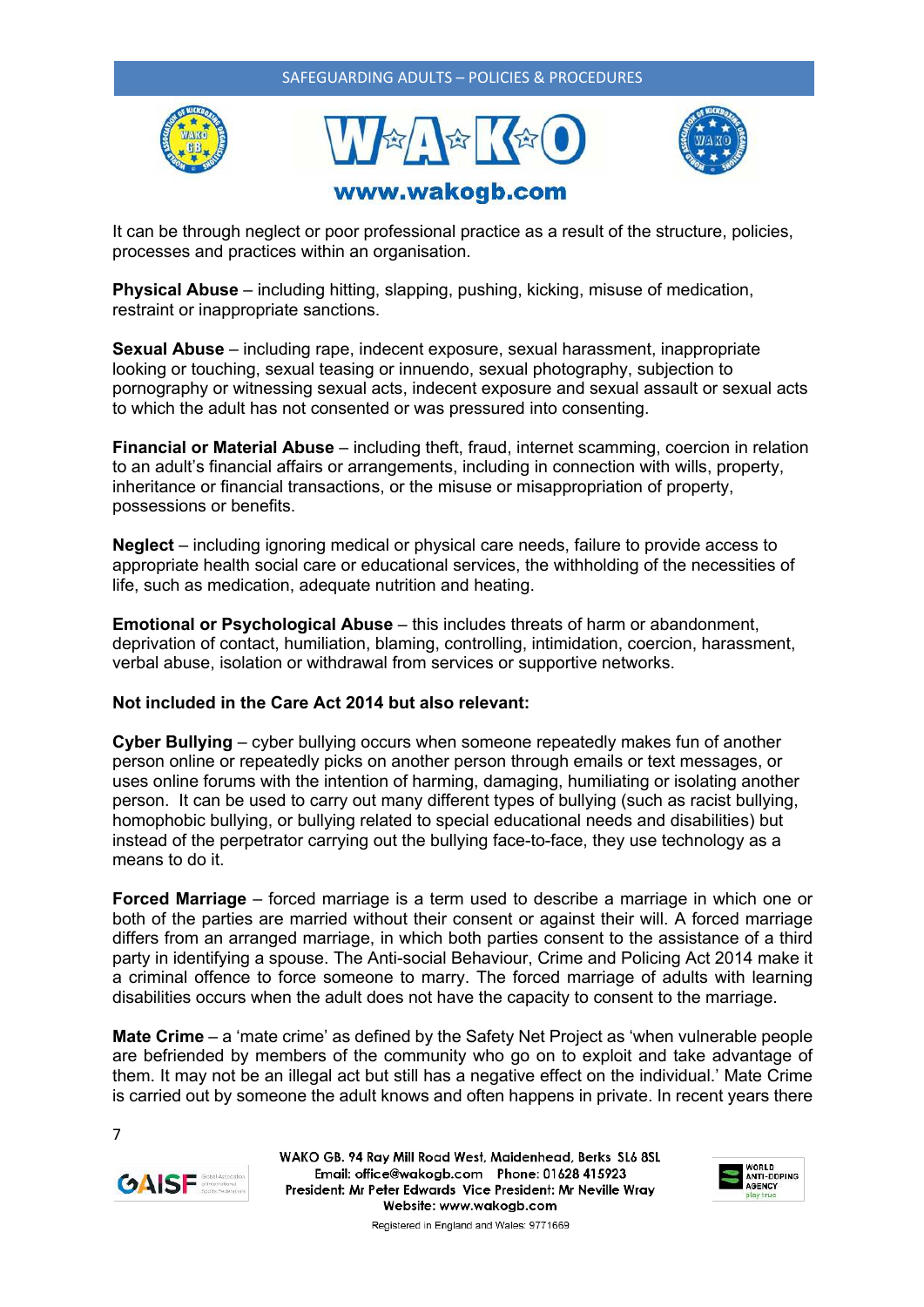It can be through neglect or poor professional practice as a result of the structure, policies, processes and practices within an organisation.

**Physical Abuse** – including hitting, slapping, pushing, kicking, misuse of medication, restraint or inappropriate sanctions.

**Sexual Abuse** – including rape, indecent exposure, sexual harassment, inappropriate looking or touching, sexual teasing or innuendo, sexual photography, subjection to pornography or witnessing sexual acts, indecent exposure and sexual assault or sexual acts to which the adult has not consented or was pressured into consenting.

**Financial or Material Abuse** – including theft, fraud, internet scamming, coercion in relation to an adult's financial affairs or arrangements, including in connection with wills, property, inheritance or financial transactions, or the misuse or misappropriation of property, possessions or benefits.

**Neglect** – including ignoring medical or physical care needs, failure to provide access to appropriate health social care or educational services, the withholding of the necessities of life, such as medication, adequate nutrition and heating.

**Emotional or Psychological Abuse** – this includes threats of harm or abandonment, deprivation of contact, humiliation, blaming, controlling, intimidation, coercion, harassment, verbal abuse, isolation or withdrawal from services or supportive networks.

**Not included in the Care Act 2014 but also relevant:**

**Cyber Bullying** – cyber bullying occurs when someone repeatedly makes fun of another person online or repeatedly picks on another person through emails or text messages, or uses online forums with the intention of harming, damaging, humiliating or isolating another person. It can be used to carry out many different types of bullying (such as racist bullying, homophobic bullying, or bullying related to special educational needs and disabilities) but instead of the perpetrator carrying out the bullying face-to-face, they use technology as a means to do it.

**Forced Marriage** – forced marriage is a term used to describe a marriage in which one or both of the parties are married without their consent or against their will. A forced marriage differs from an arranged marriage, in which both parties consent to the assistance of a third party in identifying a spouse. The Anti-social Behaviour, Crime and Policing Act 2014 make it a criminal offence to force someone to marry. The forced marriage of adults with learning disabilities occurs when the adult does not have the capacity to consent to the marriage.

**Mate Crime** – a 'mate crime' as defined by the Safety Net Project as 'when vulnerable people are befriended by members of the community who go on to exploit and take advantage of them. It may not be an illegal act but still has a negative effect on the individual.' Mate Crime is carried out by someone the adult knows and often happens in private. In recent years there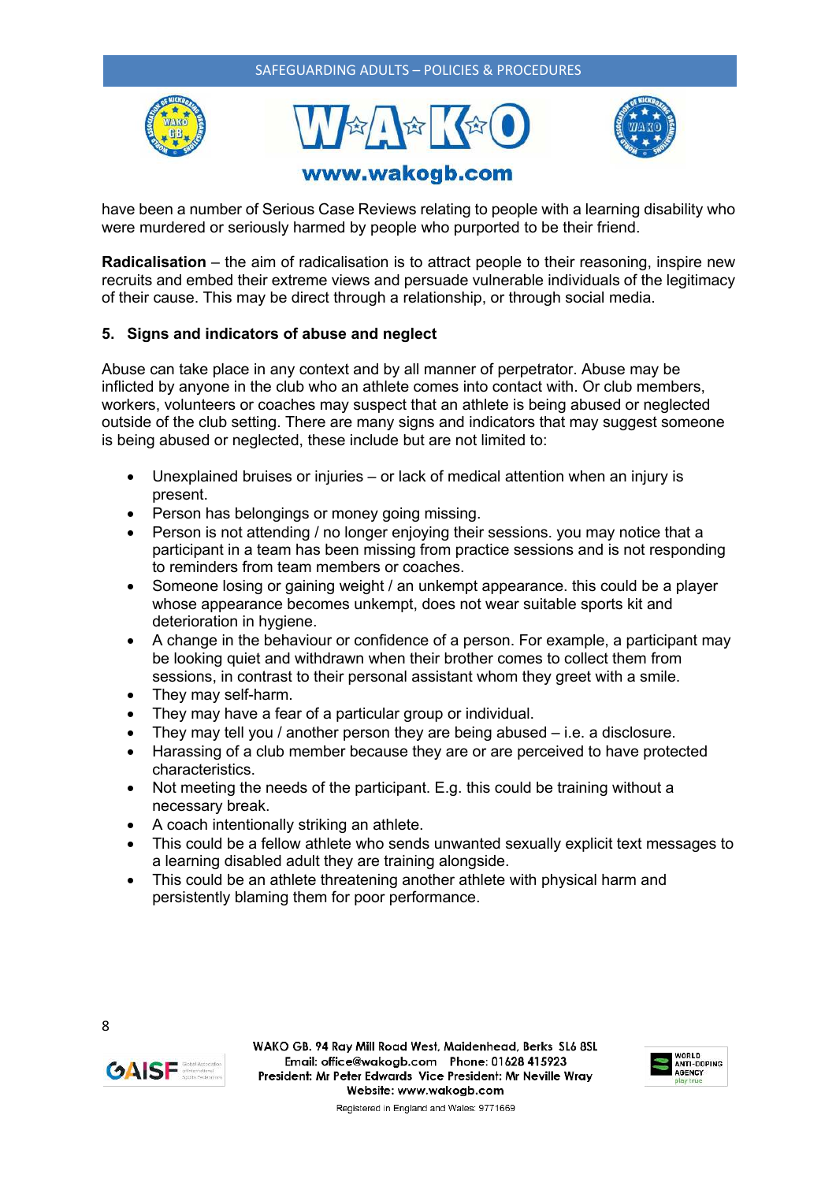have been a number of Serious Case Reviews relating to people with a learning disability who were murdered or seriously harmed by people who purported to be their friend.

**Radicalisation** – the aim of radicalisation is to attract people to their reasoning, inspire new recruits and embed their extreme views and persuade vulnerable individuals of the legitimacy of their cause. This may be direct through a relationship, or through social media.

## 5. Signs and indicators of abuse and neglect

Abuse can take place in any context and by all manner of perpetrator. Abuse may be inflicted by anyone in the club who an athlete comes into contact with. Or club members, workers, volunteers or coaches may suspect that an athlete is being abused or neglected outside of the club setting. There are many signs and indicators that may suggest someone is being abused or neglected, these include but are not limited to:

- Unexplained bruises or injuries – or lack of medical attention when an injury is present.
- Person has belongings or money going missing.
- Person is not attending / no longer enjoying their sessions. you may notice that a participant in a team has been missing from practice sessions and is not responding to reminders from team members or coaches.
- Someone losing or gaining weight / an unkempt appearance. this could be a player whose appearance becomes unkempt, does not wear suitable sports kit and deterioration in hygiene.
- A change in the behaviour or confidence of a person. For example, a participant may be looking quiet and withdrawn when their brother comes to collect them from sessions, in contrast to their personal assistant whom they greet with a smile.
- They may self-harm.
- They may have a fear of a particular group or individual.
- They may tell you / another person they are being abused – i.e. a disclosure.
- Harassing of a club member because they are or are perceived to have protected characteristics.
- Not meeting the needs of the participant. E.g. this could be training without a necessary break.
- A coach intentionally striking an athlete.
- This could be a fellow athlete who sends unwanted sexually explicit text messages to a learning disabled adult they are training alongside.
- This could be an athlete threatening another athlete with physical harm and persistently blaming them for poor performance.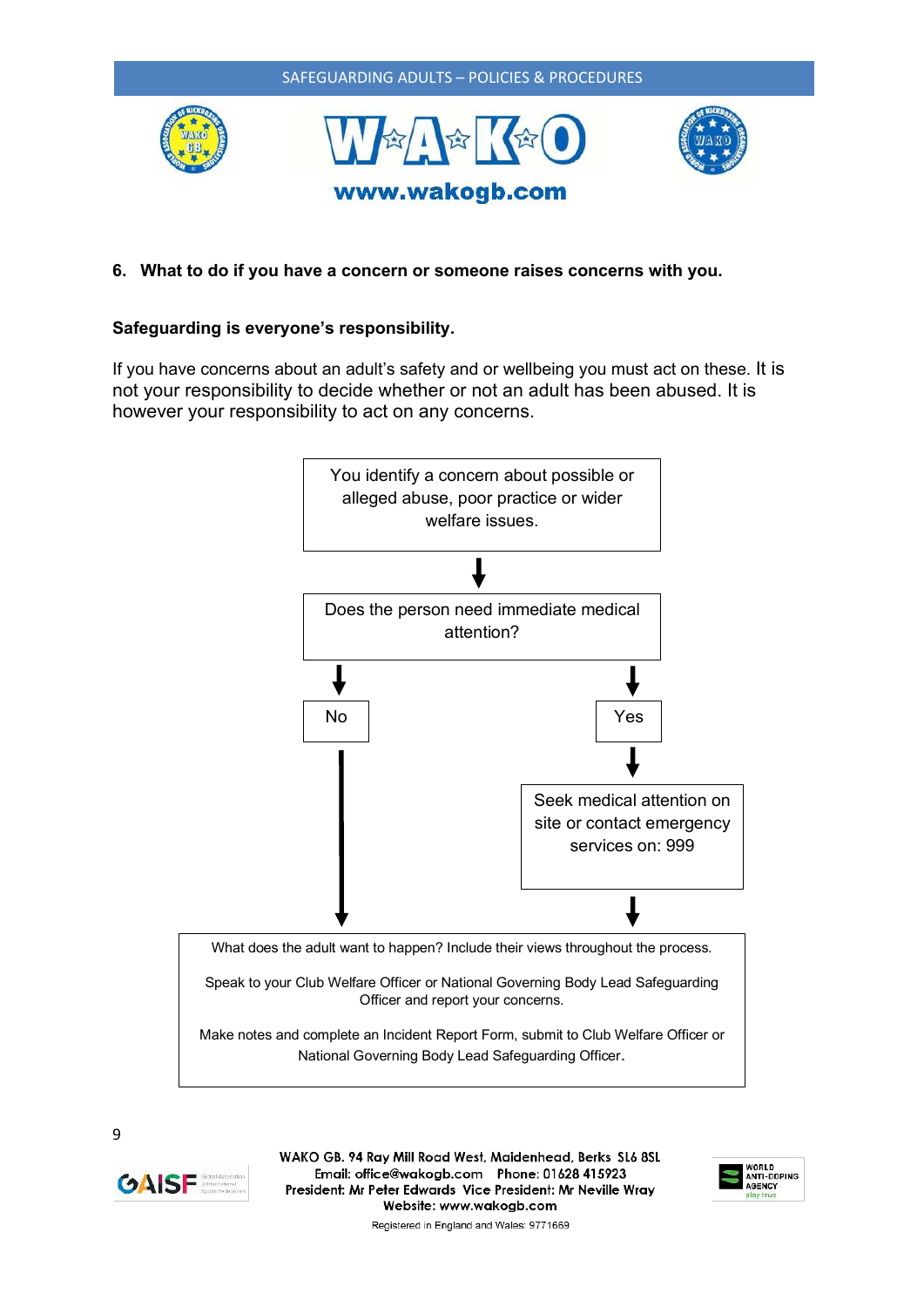## 6. What to do if you have a concern or someone raises concerns with you.

**Safeguarding is everyone's responsibility.**

If you have concerns about an adult's safety and or wellbeing you must act on these. It is not your responsibility to decide whether or not an adult has been abused. It is however your responsibility to act on any concerns.

You identify a concern about possible or alleged abuse, poor practice or wider welfare issues.

↓

Does the person need immediate medical attention?

- **No** → go to the next step below.
- **Yes** → Seek medical attention on site or contact emergency services on: 999 → then go to the next step below.

↓

What does the adult want to happen? Include their views throughout the process.

Speak to your Club Welfare Officer or National Governing Body Lead Safeguarding Officer and report your concerns.

Make notes and complete an Incident Report Form, submit to Club Welfare Officer or National Governing Body Lead Safeguarding Officer.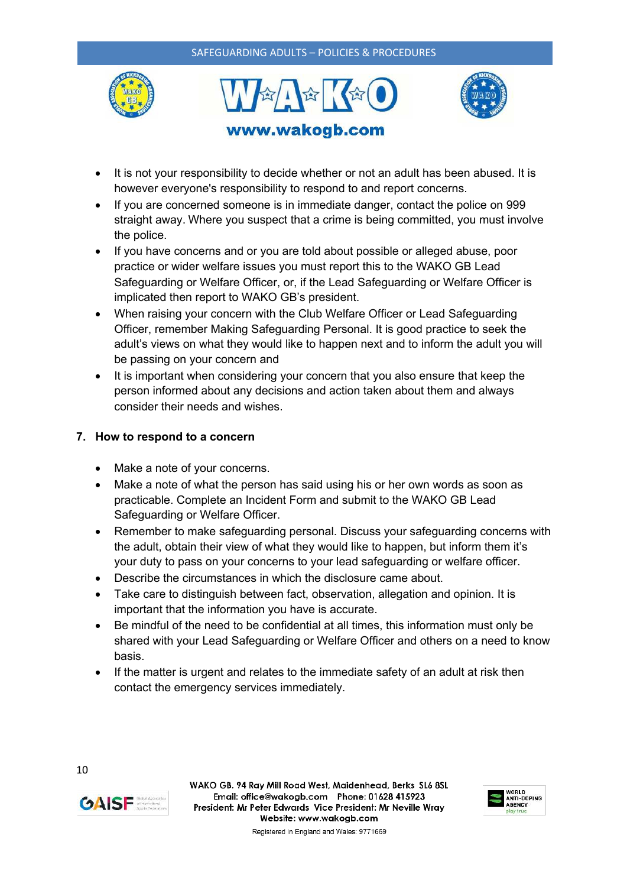- It is not your responsibility to decide whether or not an adult has been abused. It is however everyone's responsibility to respond to and report concerns.
- If you are concerned someone is in immediate danger, contact the police on 999 straight away. Where you suspect that a crime is being committed, you must involve the police.
- If you have concerns and or you are told about possible or alleged abuse, poor practice or wider welfare issues you must report this to the WAKO GB Lead Safeguarding or Welfare Officer, or, if the Lead Safeguarding or Welfare Officer is implicated then report to WAKO GB's president.
- When raising your concern with the Club Welfare Officer or Lead Safeguarding Officer, remember Making Safeguarding Personal. It is good practice to seek the adult's views on what they would like to happen next and to inform the adult you will be passing on your concern and
- It is important when considering your concern that you also ensure that keep the person informed about any decisions and action taken about them and always consider their needs and wishes.

## 7. How to respond to a concern

- Make a note of your concerns.
- Make a note of what the person has said using his or her own words as soon as practicable. Complete an Incident Form and submit to the WAKO GB Lead Safeguarding or Welfare Officer.
- Remember to make safeguarding personal. Discuss your safeguarding concerns with the adult, obtain their view of what they would like to happen, but inform them it's your duty to pass on your concerns to your lead safeguarding or welfare officer.
- Describe the circumstances in which the disclosure came about.
- Take care to distinguish between fact, observation, allegation and opinion. It is important that the information you have is accurate.
- Be mindful of the need to be confidential at all times, this information must only be shared with your Lead Safeguarding or Welfare Officer and others on a need to know basis.
- If the matter is urgent and relates to the immediate safety of an adult at risk then contact the emergency services immediately.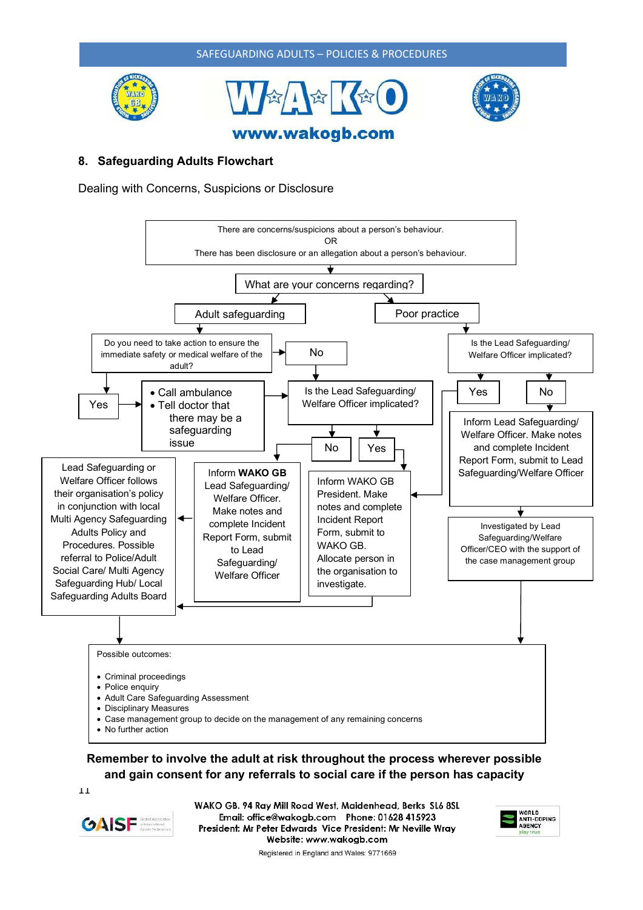## 8. Safeguarding Adults Flowchart

Dealing with Concerns, Suspicions or Disclosure

There are concerns/suspicions about a person's behaviour.
OR
There has been disclosure or an allegation about a person's behaviour.

What are your concerns regarding?

Adult safeguarding

Poor practice

Do you need to take action to ensure the immediate safety or medical welfare of the adult?

No

Is the Lead Safeguarding/ Welfare Officer implicated?

Yes

No

Yes

- Call ambulance
- Tell doctor that there may be a safeguarding issue

Is the Lead Safeguarding/ Welfare Officer implicated?

Inform Lead Safeguarding/ Welfare Officer. Make notes and complete Incident Report Form, submit to Lead Safeguarding/Welfare Officer

No

Yes

Lead Safeguarding or Welfare Officer follows their organisation's policy in conjunction with local Multi Agency Safeguarding Adults Policy and Procedures. Possible referral to Police/Adult Social Care/ Multi Agency Safeguarding Hub/ Local Safeguarding Adults Board

Inform **WAKO GB** Lead Safeguarding/ Welfare Officer. Make notes and complete Incident Report Form, submit to Lead Safeguarding/ Welfare Officer

Inform WAKO GB President. Make notes and complete Incident Report Form, submit to WAKO GB. Allocate person in the organisation to investigate.

Investigated by Lead Safeguarding/Welfare Officer/CEO with the support of the case management group

Possible outcomes:

- Criminal proceedings
- Police enquiry
- Adult Care Safeguarding Assessment
- Disciplinary Measures
- Case management group to decide on the management of any remaining concerns
- No further action

**Remember to involve the adult at risk throughout the process wherever possible and gain consent for any referrals to social care if the person has capacity**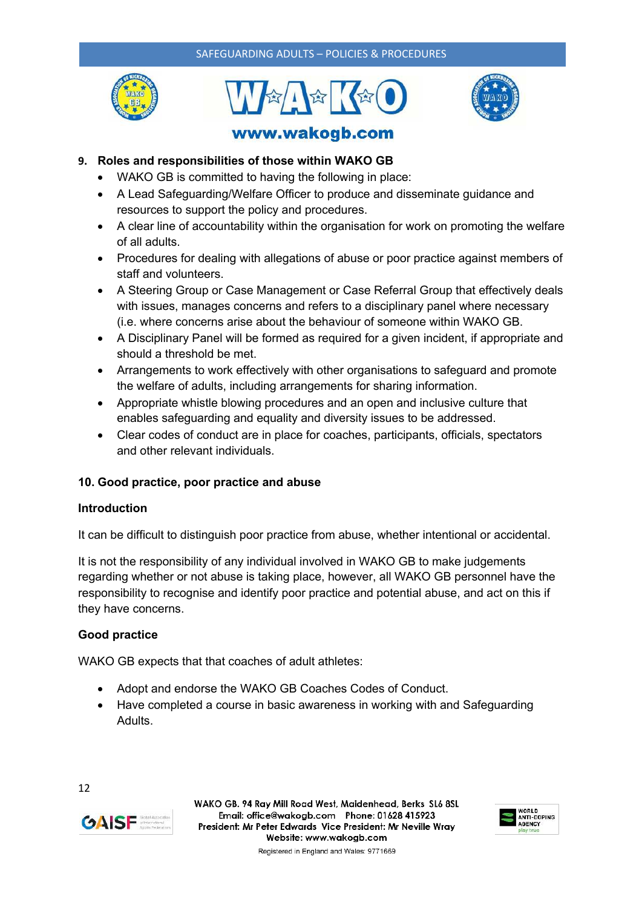## 9. Roles and responsibilities of those within WAKO GB

- WAKO GB is committed to having the following in place:
- A Lead Safeguarding/Welfare Officer to produce and disseminate guidance and resources to support the policy and procedures.
- A clear line of accountability within the organisation for work on promoting the welfare of all adults.
- Procedures for dealing with allegations of abuse or poor practice against members of staff and volunteers.
- A Steering Group or Case Management or Case Referral Group that effectively deals with issues, manages concerns and refers to a disciplinary panel where necessary (i.e. where concerns arise about the behaviour of someone within WAKO GB.
- A Disciplinary Panel will be formed as required for a given incident, if appropriate and should a threshold be met.
- Arrangements to work effectively with other organisations to safeguard and promote the welfare of adults, including arrangements for sharing information.
- Appropriate whistle blowing procedures and an open and inclusive culture that enables safeguarding and equality and diversity issues to be addressed.
- Clear codes of conduct are in place for coaches, participants, officials, spectators and other relevant individuals.

## 10. Good practice, poor practice and abuse

### Introduction

It can be difficult to distinguish poor practice from abuse, whether intentional or accidental.

It is not the responsibility of any individual involved in WAKO GB to make judgements regarding whether or not abuse is taking place, however, all WAKO GB personnel have the responsibility to recognise and identify poor practice and potential abuse, and act on this if they have concerns.

### Good practice

WAKO GB expects that that coaches of adult athletes:

- Adopt and endorse the WAKO GB Coaches Codes of Conduct.
- Have completed a course in basic awareness in working with and Safeguarding Adults.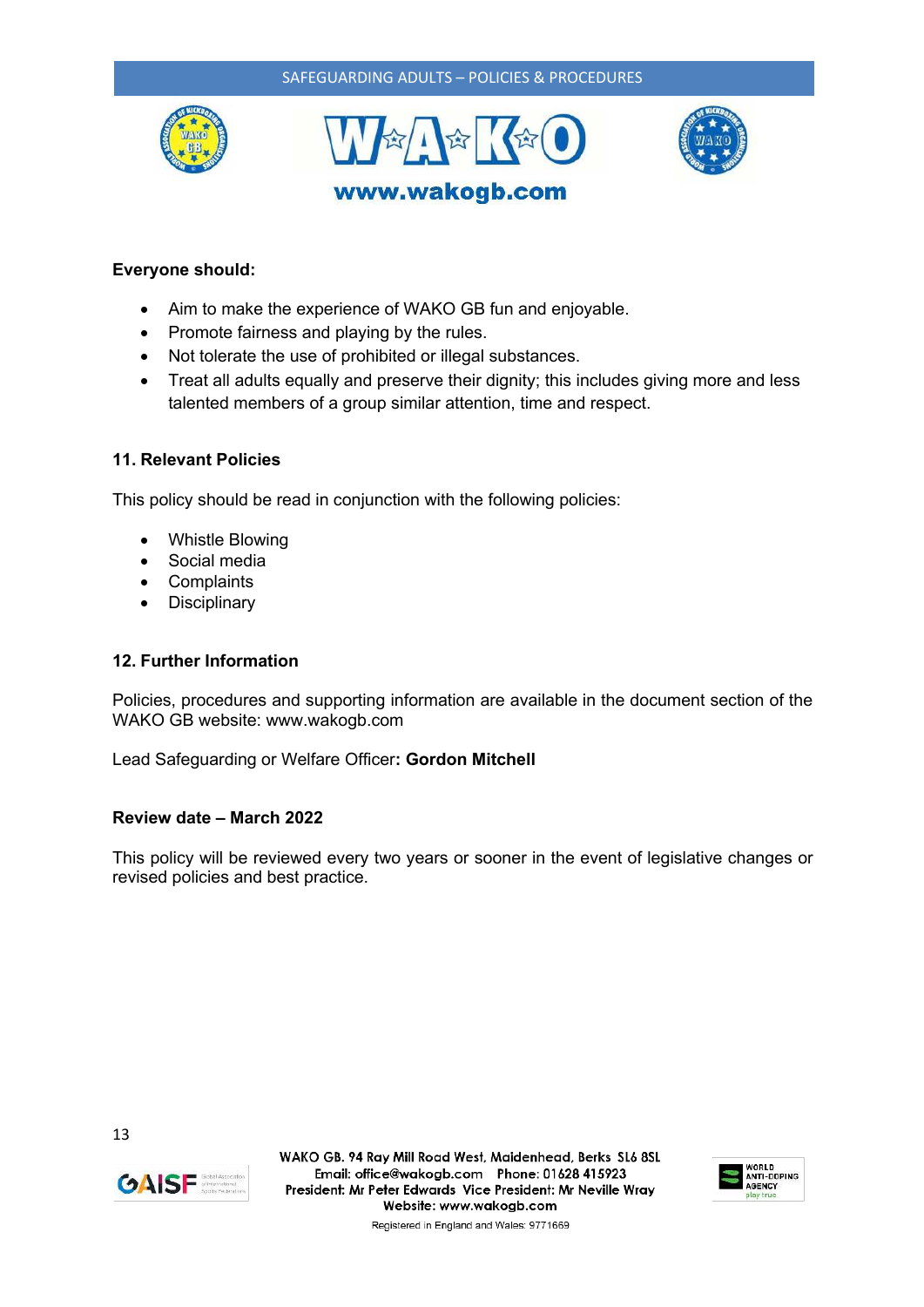**Everyone should:**

- Aim to make the experience of WAKO GB fun and enjoyable.
- Promote fairness and playing by the rules.
- Not tolerate the use of prohibited or illegal substances.
- Treat all adults equally and preserve their dignity; this includes giving more and less talented members of a group similar attention, time and respect.

## 11. Relevant Policies

This policy should be read in conjunction with the following policies:

- Whistle Blowing
- Social media
- Complaints
- Disciplinary

## 12. Further Information

Policies, procedures and supporting information are available in the document section of the WAKO GB website: www.wakogb.com

Lead Safeguarding or Welfare Officer**: Gordon Mitchell**

**Review date – March 2022**

This policy will be reviewed every two years or sooner in the event of legislative changes or revised policies and best practice.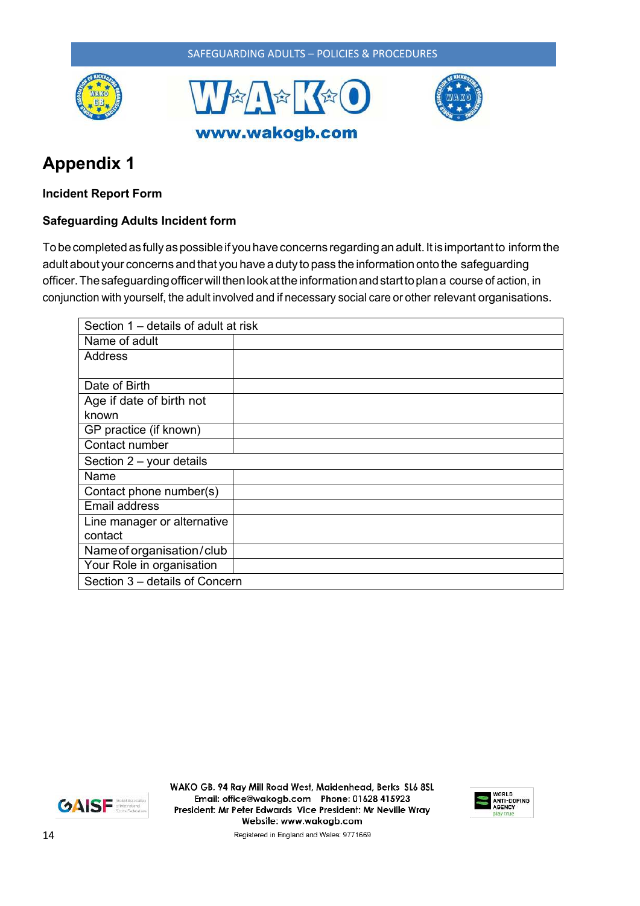# Appendix 1

**Incident Report Form**

**Safeguarding Adults Incident form**

To be completed as fully as possible if you have concerns regarding an adult. It is important to inform the adult about your concerns and that you have a duty to pass the information onto the safeguarding officer. The safeguarding officer will then look at the information and start to plan a course of action, in conjunction with yourself, the adult involved and if necessary social care or other relevant organisations.

| Section 1 – details of adult at risk | |
|---|---|
| Name of adult | |
| Address | |
| Date of Birth | |
| Age if date of birth not known | |
| GP practice (if known) | |
| Contact number | |
| Section 2 – your details | |
| Name | |
| Contact phone number(s) | |
| Email address | |
| Line manager or alternative contact | |
| Name of organisation/club | |
| Your Role in organisation | |
| Section 3 – details of Concern | |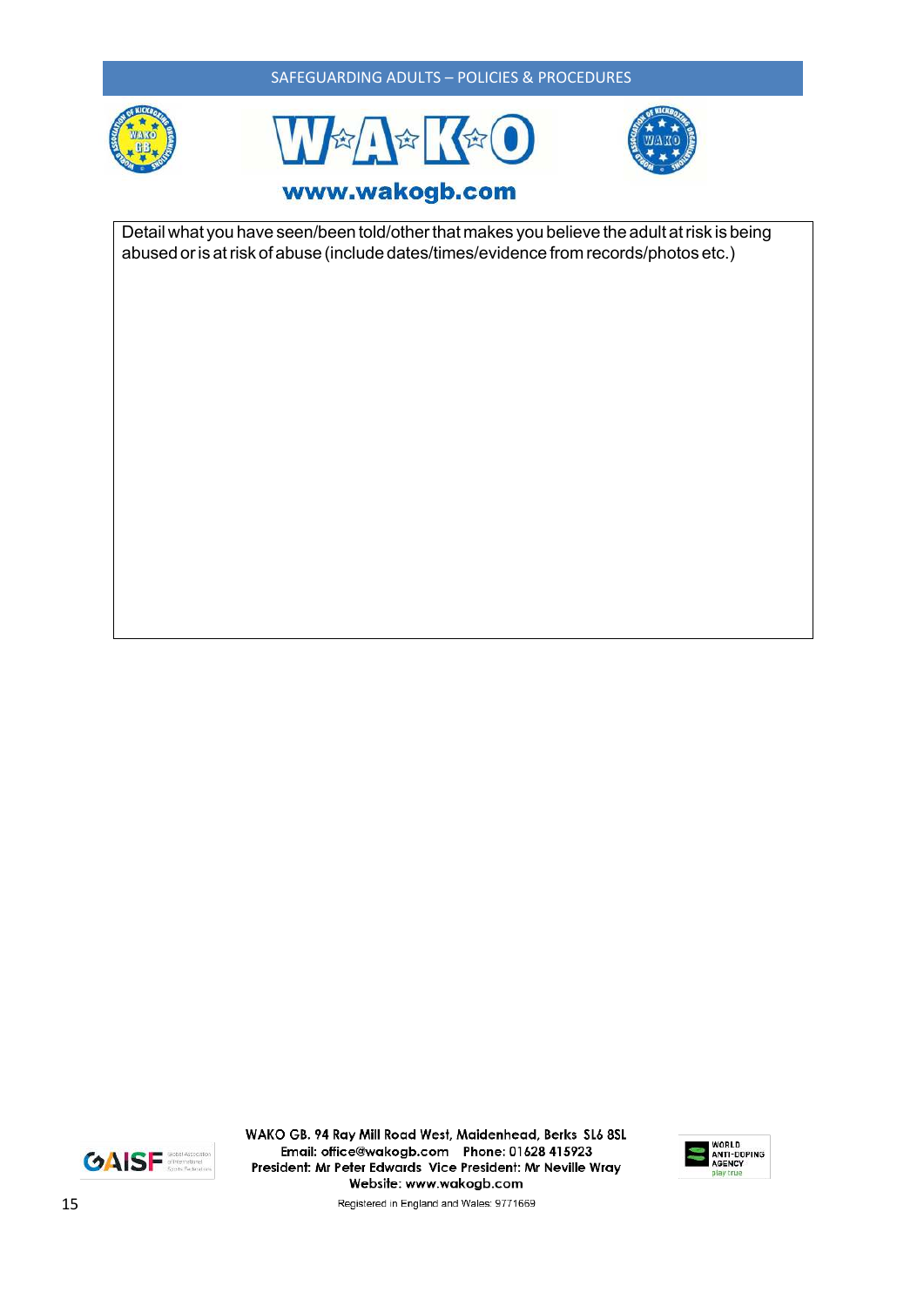| Detail what you have seen/been told/other that makes you believe the adult at risk is being abused or is at risk of abuse (include dates/times/evidence from records/photos etc.) |
| --- |
| |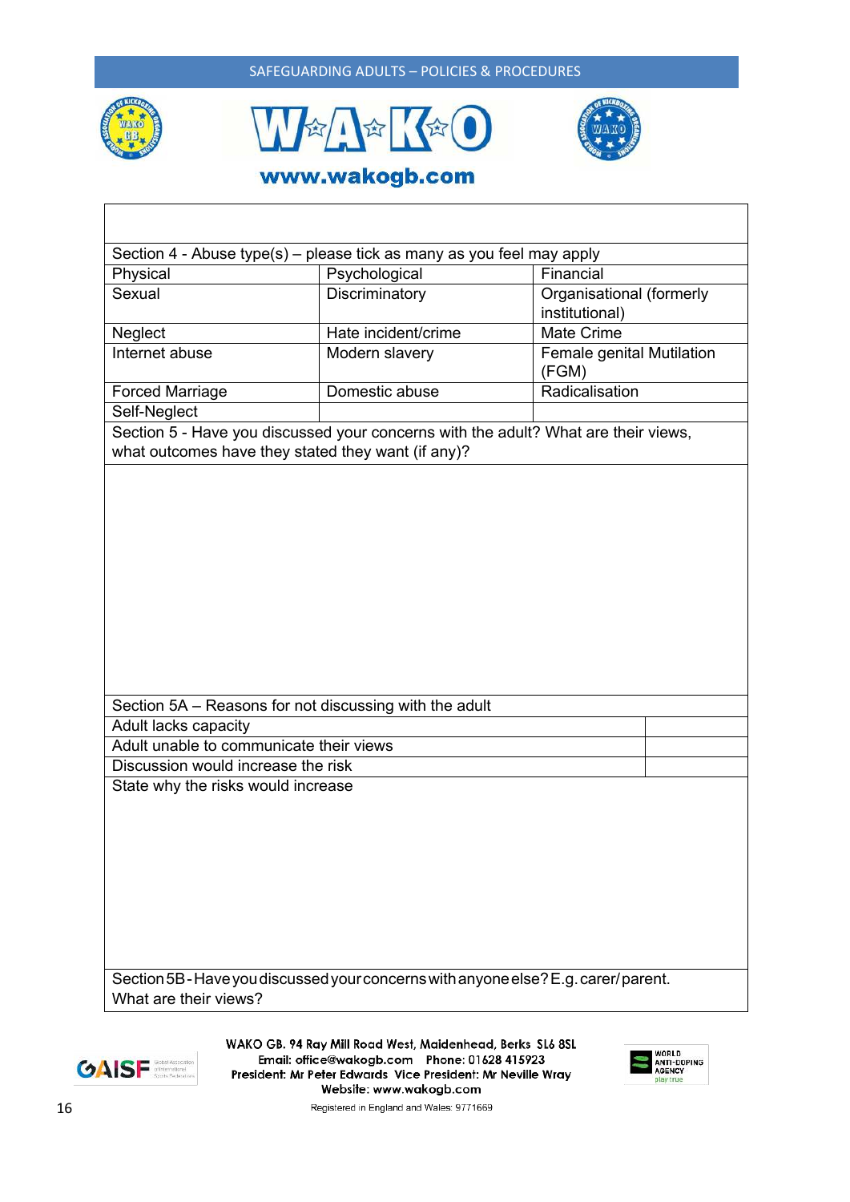| | | |
|---|---|---|
| | | |
| Section 4 - Abuse type(s) – please tick as many as you feel may apply | | |
| Physical | Psychological | Financial |
| Sexual | Discriminatory | Organisational (formerly institutional) |
| Neglect | Hate incident/crime | Mate Crime |
| Internet abuse | Modern slavery | Female genital Mutilation (FGM) |
| Forced Marriage | Domestic abuse | Radicalisation |
| Self-Neglect | | |
| Section 5 - Have you discussed your concerns with the adult? What are their views, what outcomes have they stated they want (if any)? | | |
| | | |

| | |
|---|---|
| Section 5A – Reasons for not discussing with the adult | |
| Adult lacks capacity | |
| Adult unable to communicate their views | |
| Discussion would increase the risk | |
| State why the risks would increase | |
| Section 5B - Have you discussed your concerns with anyone else? E.g. carer/parent. What are their views? | |

WAKO GB. 94 Ray Mill Road West, Maidenhead, Berks SL6 8SL
Email: office@wakogb.com Phone: 01628 415923
President: Mr Peter Edwards Vice President: Mr Neville Wray
Website: www.wakogb.com
Registered in England and Wales: 9771669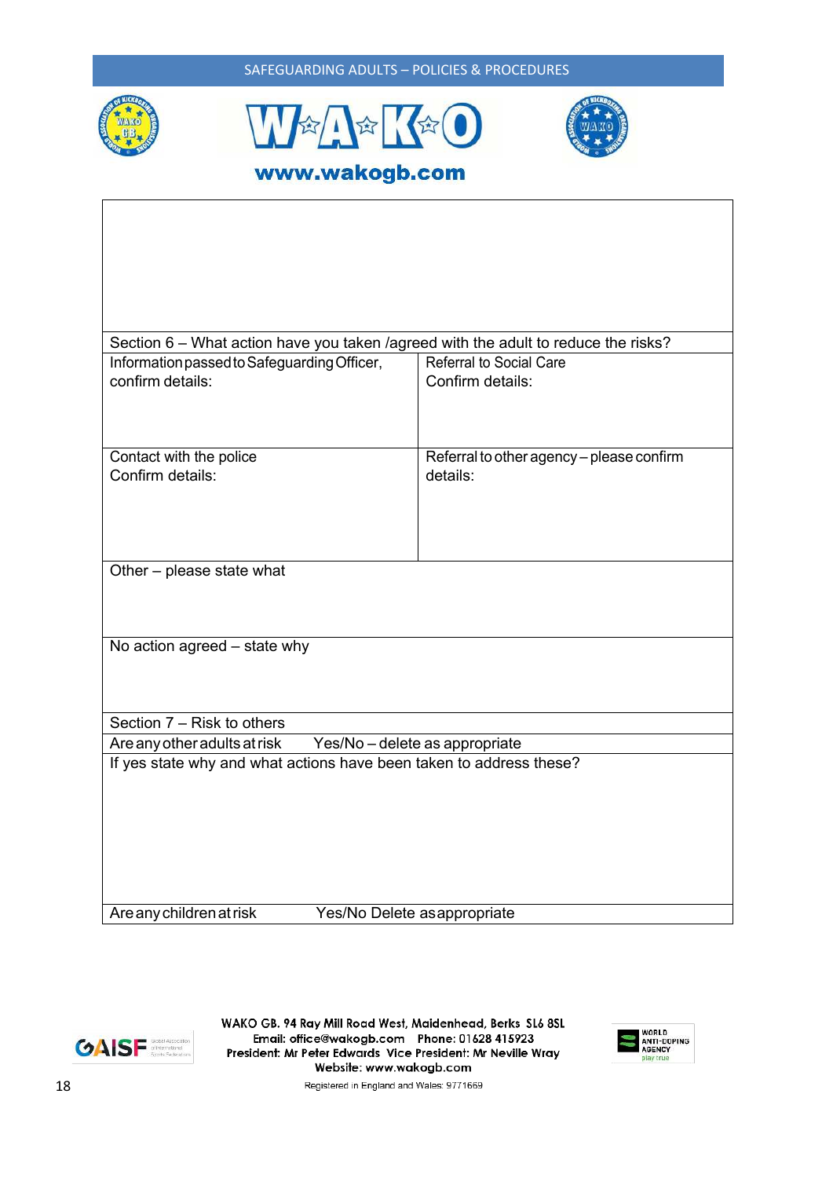| | |
|---|---|
| | |
| Section 6 – What action have you taken /agreed with the adult to reduce the risks? | |
| Information passed to Safeguarding Officer, confirm details: | Referral to Social Care Confirm details: |
| Contact with the police Confirm details: | Referral to other agency – please confirm details: |
| Other – please state what | |
| No action agreed – state why | |
| Section 7 – Risk to others | |
| Are any other adults at risk Yes/No – delete as appropriate | |
| If yes state why and what actions have been taken to address these? | |
| Are any children at risk Yes/No Delete as appropriate | |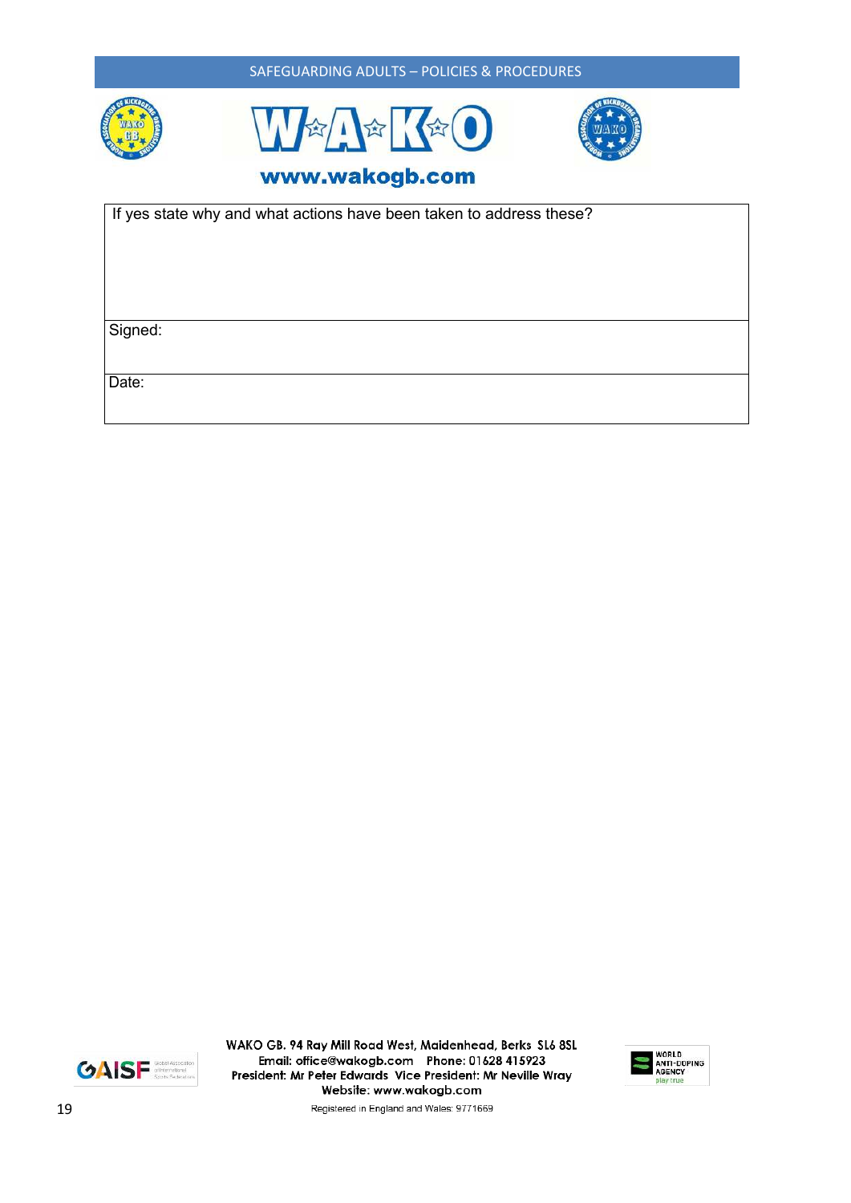| If yes state why and what actions have been taken to address these? |
|---|
| Signed: |
| Date: |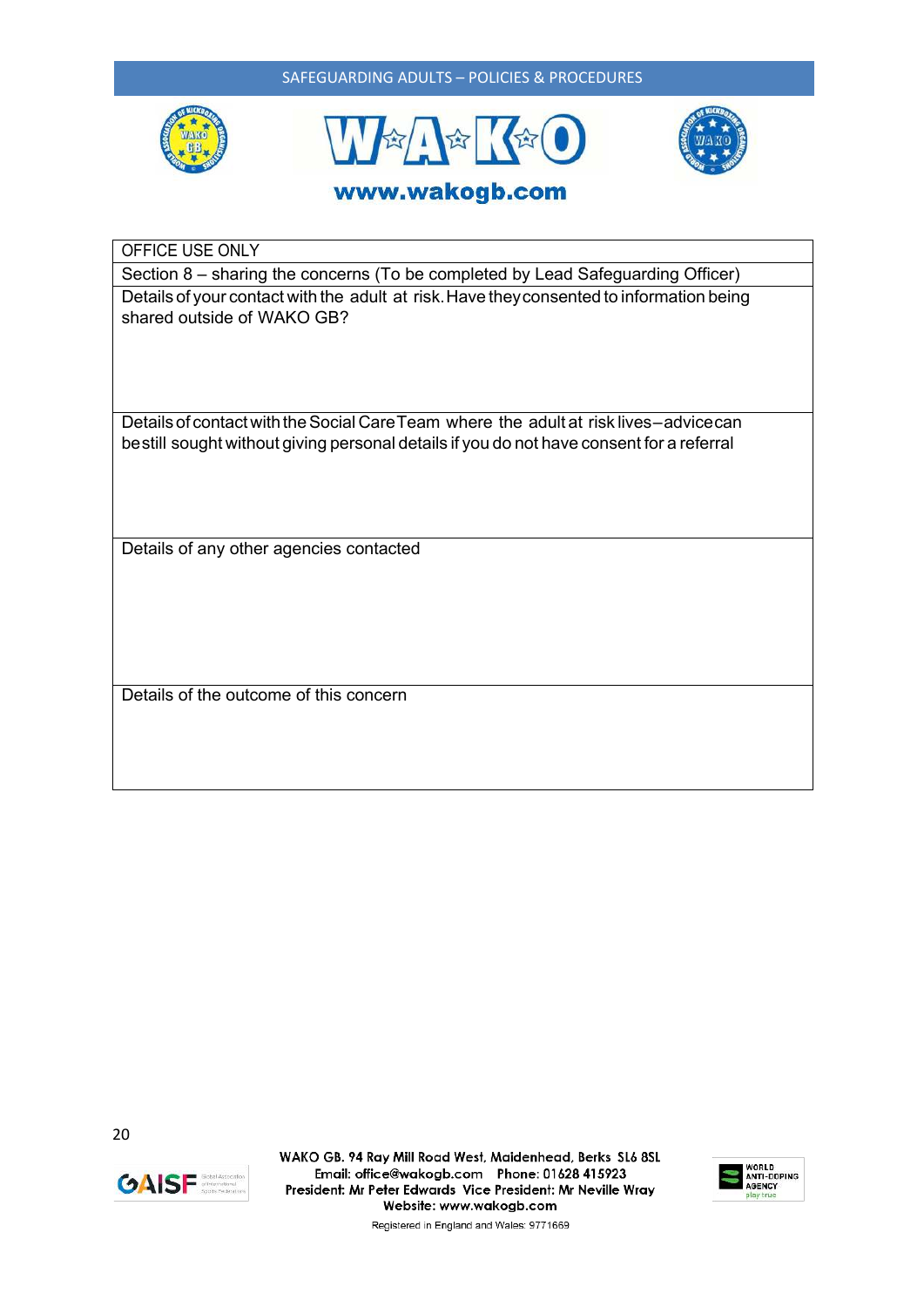| OFFICE USE ONLY |
|---|
| Section 8 – sharing the concerns (To be completed by Lead Safeguarding Officer) |
| Details of your contact with the adult at risk. Have they consented to information being shared outside of WAKO GB? |
| Details of contact with the Social Care Team where the adult at risk lives – advice can be still sought without giving personal details if you do not have consent for a referral |
| Details of any other agencies contacted |
| Details of the outcome of this concern |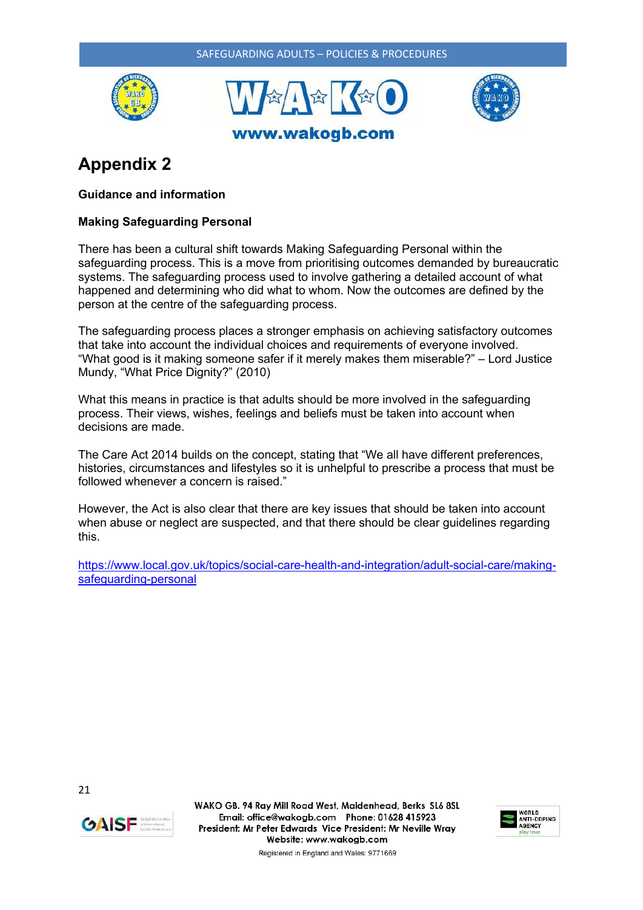# Appendix 2

**Guidance and information**

**Making Safeguarding Personal**

There has been a cultural shift towards Making Safeguarding Personal within the safeguarding process. This is a move from prioritising outcomes demanded by bureaucratic systems. The safeguarding process used to involve gathering a detailed account of what happened and determining who did what to whom. Now the outcomes are defined by the person at the centre of the safeguarding process.

The safeguarding process places a stronger emphasis on achieving satisfactory outcomes that take into account the individual choices and requirements of everyone involved. "What good is it making someone safer if it merely makes them miserable?" – Lord Justice Mundy, "What Price Dignity?" (2010)

What this means in practice is that adults should be more involved in the safeguarding process. Their views, wishes, feelings and beliefs must be taken into account when decisions are made.

The Care Act 2014 builds on the concept, stating that "We all have different preferences, histories, circumstances and lifestyles so it is unhelpful to prescribe a process that must be followed whenever a concern is raised."

However, the Act is also clear that there are key issues that should be taken into account when abuse or neglect are suspected, and that there should be clear guidelines regarding this.

https://www.local.gov.uk/topics/social-care-health-and-integration/adult-social-care/making-safeguarding-personal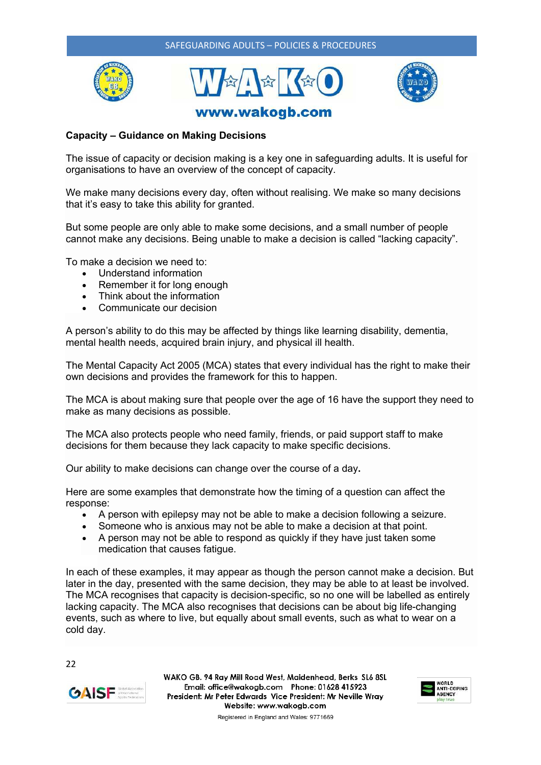## Capacity – Guidance on Making Decisions

The issue of capacity or decision making is a key one in safeguarding adults. It is useful for organisations to have an overview of the concept of capacity.

We make many decisions every day, often without realising. We make so many decisions that it's easy to take this ability for granted.

But some people are only able to make some decisions, and a small number of people cannot make any decisions. Being unable to make a decision is called "lacking capacity".

To make a decision we need to:

- Understand information
- Remember it for long enough
- Think about the information
- Communicate our decision

A person's ability to do this may be affected by things like learning disability, dementia, mental health needs, acquired brain injury, and physical ill health.

The Mental Capacity Act 2005 (MCA) states that every individual has the right to make their own decisions and provides the framework for this to happen.

The MCA is about making sure that people over the age of 16 have the support they need to make as many decisions as possible.

The MCA also protects people who need family, friends, or paid support staff to make decisions for them because they lack capacity to make specific decisions.

Our ability to make decisions can change over the course of a day**.**

Here are some examples that demonstrate how the timing of a question can affect the response:

- A person with epilepsy may not be able to make a decision following a seizure.
- Someone who is anxious may not be able to make a decision at that point.
- A person may not be able to respond as quickly if they have just taken some medication that causes fatigue.

In each of these examples, it may appear as though the person cannot make a decision. But later in the day, presented with the same decision, they may be able to at least be involved. The MCA recognises that capacity is decision-specific, so no one will be labelled as entirely lacking capacity. The MCA also recognises that decisions can be about big life-changing events, such as where to live, but equally about small events, such as what to wear on a cold day.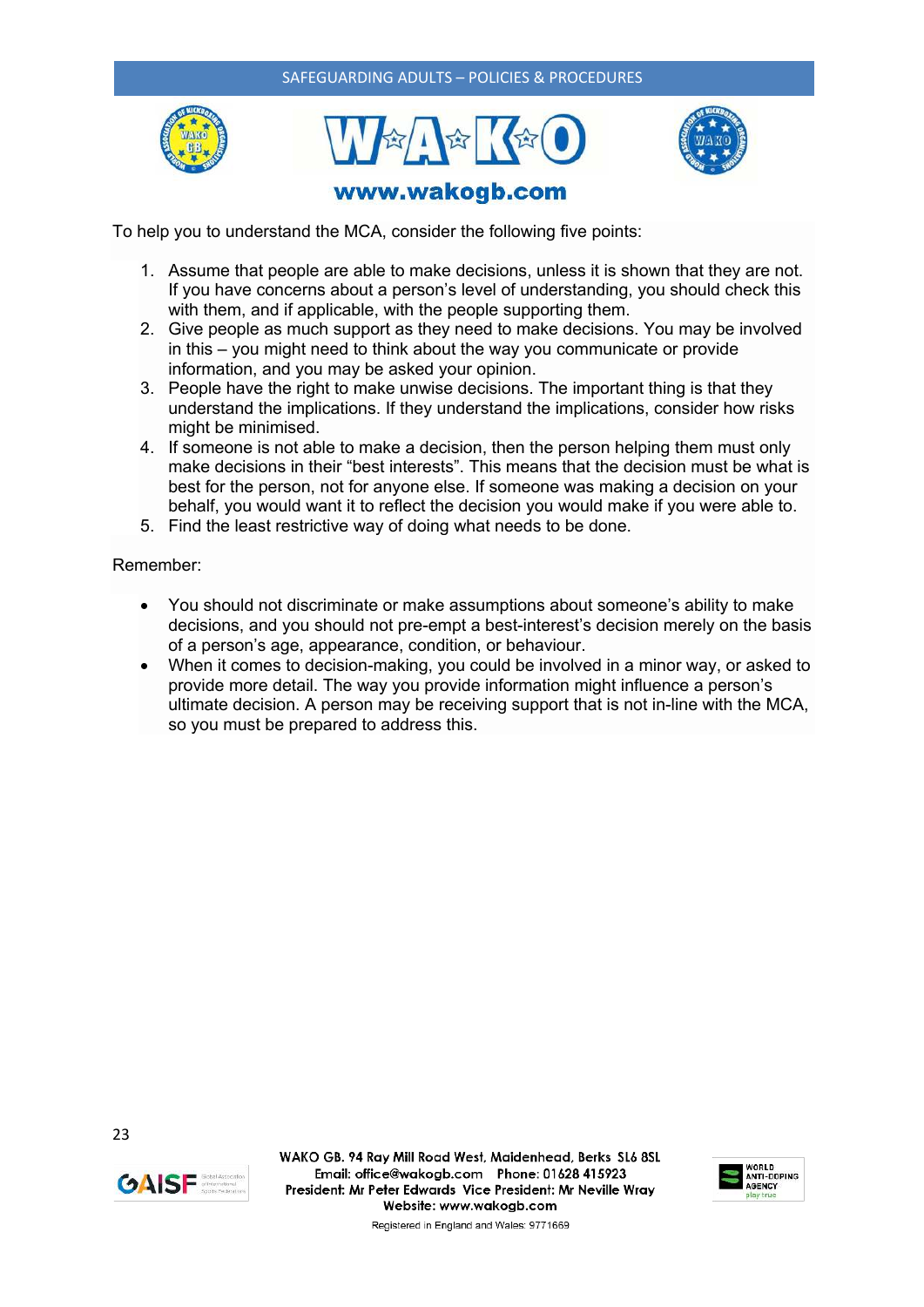To help you to understand the MCA, consider the following five points:

1. Assume that people are able to make decisions, unless it is shown that they are not. If you have concerns about a person's level of understanding, you should check this with them, and if applicable, with the people supporting them.
2. Give people as much support as they need to make decisions. You may be involved in this – you might need to think about the way you communicate or provide information, and you may be asked your opinion.
3. People have the right to make unwise decisions. The important thing is that they understand the implications. If they understand the implications, consider how risks might be minimised.
4. If someone is not able to make a decision, then the person helping them must only make decisions in their "best interests". This means that the decision must be what is best for the person, not for anyone else. If someone was making a decision on your behalf, you would want it to reflect the decision you would make if you were able to.
5. Find the least restrictive way of doing what needs to be done.

Remember:

- You should not discriminate or make assumptions about someone's ability to make decisions, and you should not pre-empt a best-interest's decision merely on the basis of a person's age, appearance, condition, or behaviour.
- When it comes to decision-making, you could be involved in a minor way, or asked to provide more detail. The way you provide information might influence a person's ultimate decision. A person may be receiving support that is not in-line with the MCA, so you must be prepared to address this.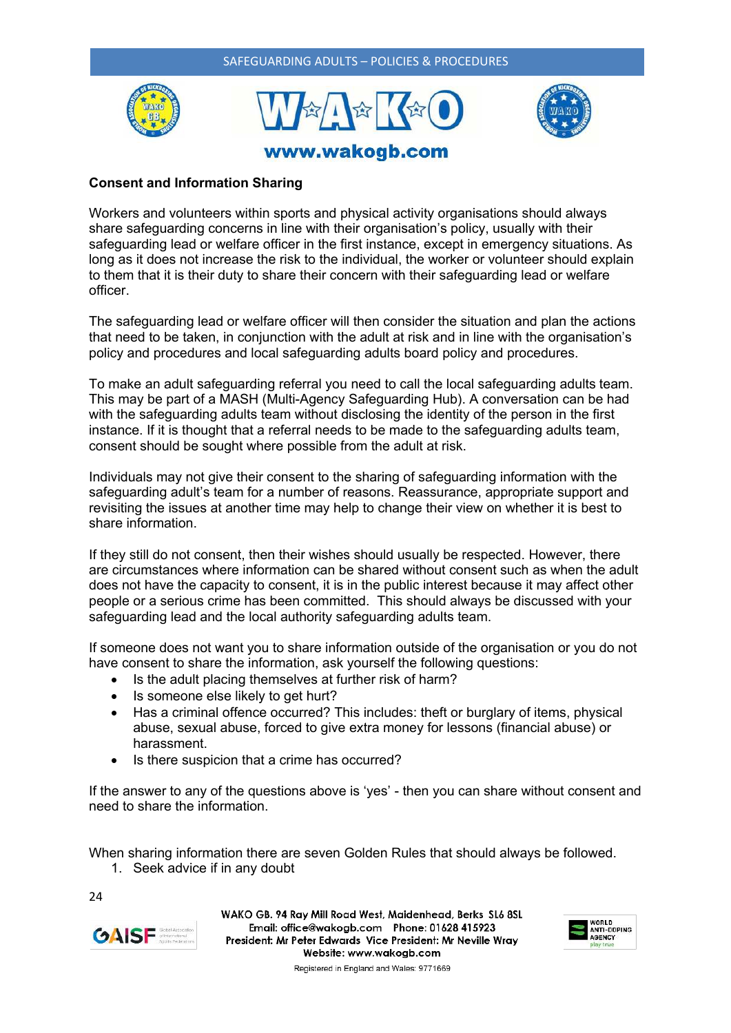**Consent and Information Sharing**

Workers and volunteers within sports and physical activity organisations should always share safeguarding concerns in line with their organisation's policy, usually with their safeguarding lead or welfare officer in the first instance, except in emergency situations. As long as it does not increase the risk to the individual, the worker or volunteer should explain to them that it is their duty to share their concern with their safeguarding lead or welfare officer.

The safeguarding lead or welfare officer will then consider the situation and plan the actions that need to be taken, in conjunction with the adult at risk and in line with the organisation's policy and procedures and local safeguarding adults board policy and procedures.

To make an adult safeguarding referral you need to call the local safeguarding adults team. This may be part of a MASH (Multi-Agency Safeguarding Hub). A conversation can be had with the safeguarding adults team without disclosing the identity of the person in the first instance. If it is thought that a referral needs to be made to the safeguarding adults team, consent should be sought where possible from the adult at risk.

Individuals may not give their consent to the sharing of safeguarding information with the safeguarding adult's team for a number of reasons. Reassurance, appropriate support and revisiting the issues at another time may help to change their view on whether it is best to share information.

If they still do not consent, then their wishes should usually be respected. However, there are circumstances where information can be shared without consent such as when the adult does not have the capacity to consent, it is in the public interest because it may affect other people or a serious crime has been committed. This should always be discussed with your safeguarding lead and the local authority safeguarding adults team.

If someone does not want you to share information outside of the organisation or you do not have consent to share the information, ask yourself the following questions:

- Is the adult placing themselves at further risk of harm?
- Is someone else likely to get hurt?
- Has a criminal offence occurred? This includes: theft or burglary of items, physical abuse, sexual abuse, forced to give extra money for lessons (financial abuse) or harassment.
- Is there suspicion that a crime has occurred?

If the answer to any of the questions above is 'yes' - then you can share without consent and need to share the information.

When sharing information there are seven Golden Rules that should always be followed.

1. Seek advice if in any doubt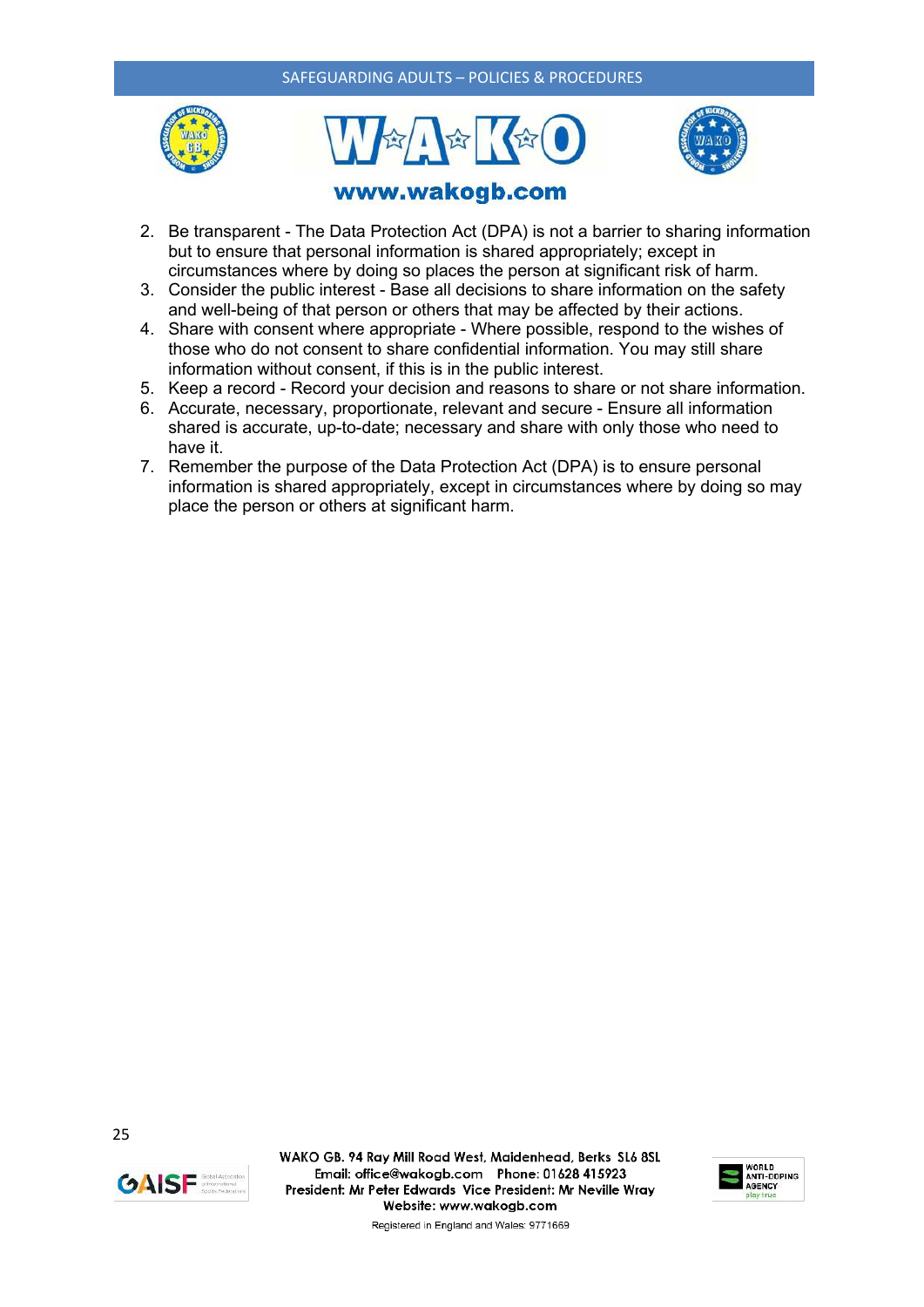2. Be transparent - The Data Protection Act (DPA) is not a barrier to sharing information but to ensure that personal information is shared appropriately; except in circumstances where by doing so places the person at significant risk of harm.
3. Consider the public interest - Base all decisions to share information on the safety and well-being of that person or others that may be affected by their actions.
4. Share with consent where appropriate - Where possible, respond to the wishes of those who do not consent to share confidential information. You may still share information without consent, if this is in the public interest.
5. Keep a record - Record your decision and reasons to share or not share information.
6. Accurate, necessary, proportionate, relevant and secure - Ensure all information shared is accurate, up-to-date; necessary and share with only those who need to have it.
7. Remember the purpose of the Data Protection Act (DPA) is to ensure personal information is shared appropriately, except in circumstances where by doing so may place the person or others at significant harm.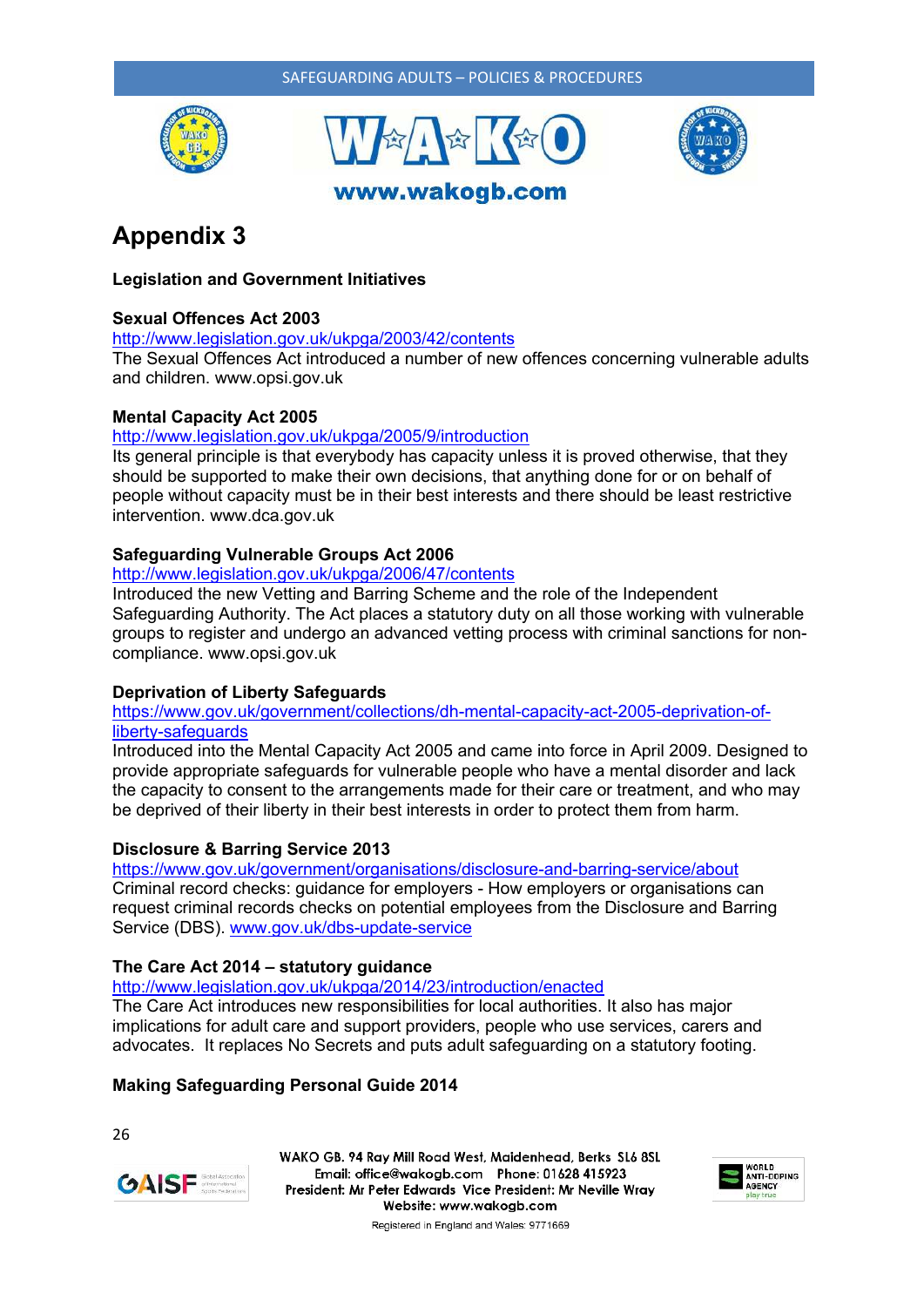# Appendix 3

**Legislation and Government Initiatives**

**Sexual Offences Act 2003**
http://www.legislation.gov.uk/ukpga/2003/42/contents
The Sexual Offences Act introduced a number of new offences concerning vulnerable adults and children. www.opsi.gov.uk

**Mental Capacity Act 2005**
http://www.legislation.gov.uk/ukpga/2005/9/introduction
Its general principle is that everybody has capacity unless it is proved otherwise, that they should be supported to make their own decisions, that anything done for or on behalf of people without capacity must be in their best interests and there should be least restrictive intervention. www.dca.gov.uk

**Safeguarding Vulnerable Groups Act 2006**
http://www.legislation.gov.uk/ukpga/2006/47/contents
Introduced the new Vetting and Barring Scheme and the role of the Independent Safeguarding Authority. The Act places a statutory duty on all those working with vulnerable groups to register and undergo an advanced vetting process with criminal sanctions for non-compliance. www.opsi.gov.uk

**Deprivation of Liberty Safeguards**
https://www.gov.uk/government/collections/dh-mental-capacity-act-2005-deprivation-of-liberty-safeguards
Introduced into the Mental Capacity Act 2005 and came into force in April 2009. Designed to provide appropriate safeguards for vulnerable people who have a mental disorder and lack the capacity to consent to the arrangements made for their care or treatment, and who may be deprived of their liberty in their best interests in order to protect them from harm.

**Disclosure & Barring Service 2013**
https://www.gov.uk/government/organisations/disclosure-and-barring-service/about
Criminal record checks: guidance for employers - How employers or organisations can request criminal records checks on potential employees from the Disclosure and Barring Service (DBS). www.gov.uk/dbs-update-service

**The Care Act 2014 – statutory guidance**
http://www.legislation.gov.uk/ukpga/2014/23/introduction/enacted
The Care Act introduces new responsibilities for local authorities. It also has major implications for adult care and support providers, people who use services, carers and advocates. It replaces No Secrets and puts adult safeguarding on a statutory footing.

**Making Safeguarding Personal Guide 2014**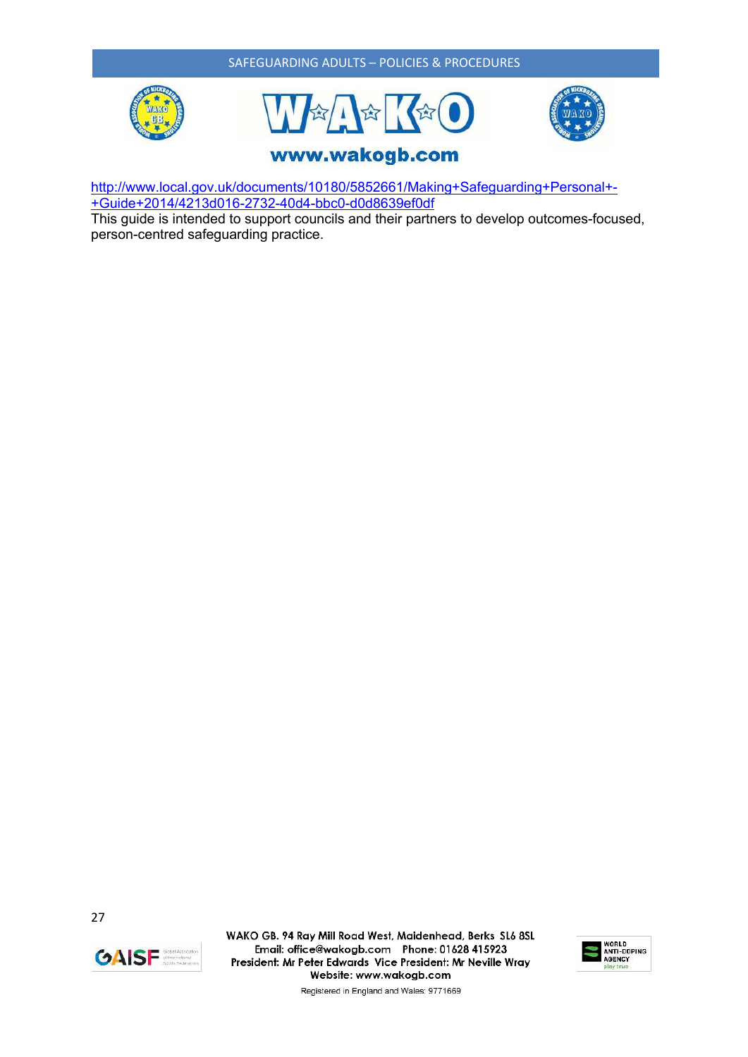http://www.local.gov.uk/documents/10180/5852661/Making+Safeguarding+Personal+-+Guide+2014/4213d016-2732-40d4-bbc0-d0d8639ef0df

This guide is intended to support councils and their partners to develop outcomes-focused, person-centred safeguarding practice.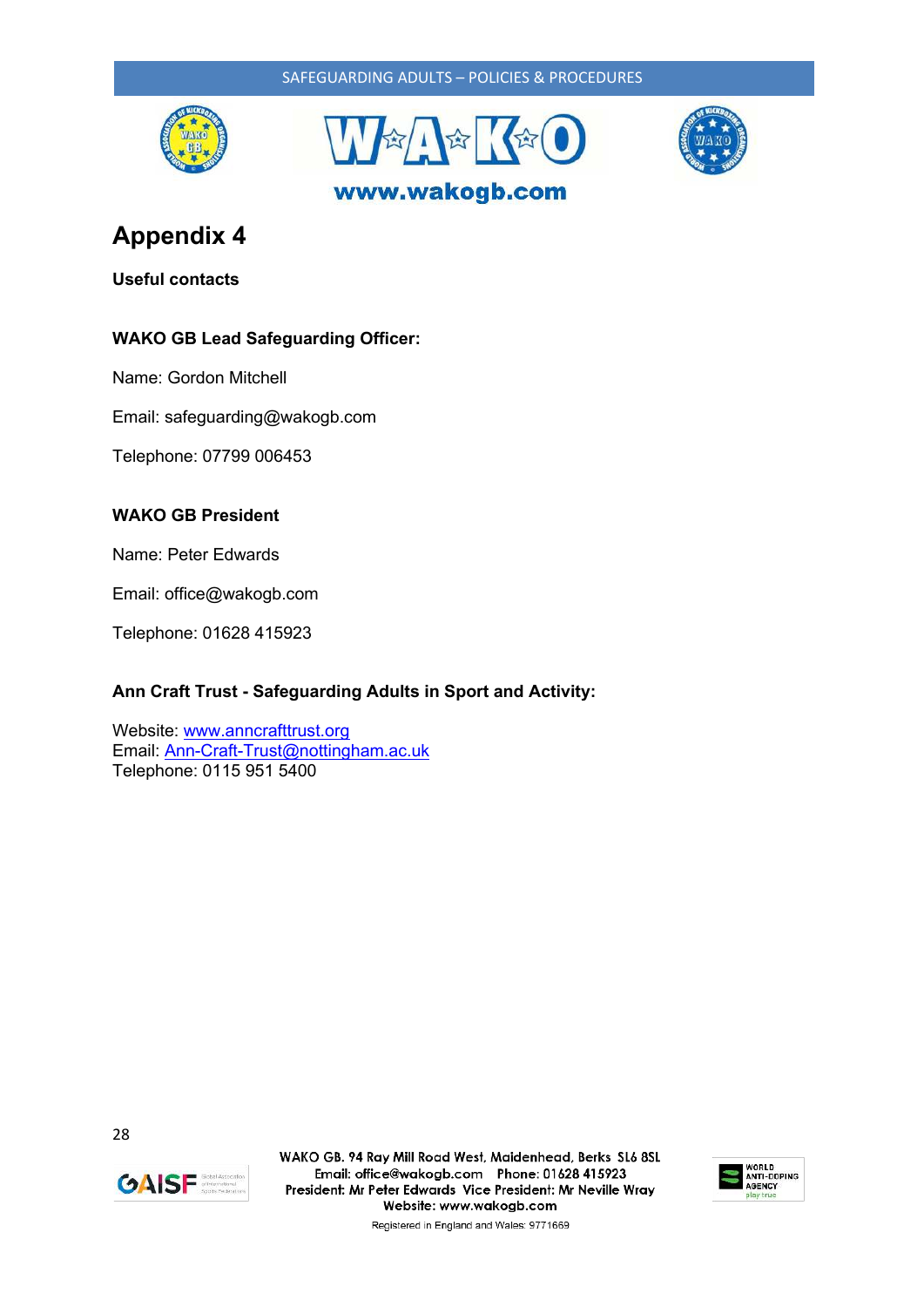# Appendix 4

**Useful contacts**

**WAKO GB Lead Safeguarding Officer:**

Name: Gordon Mitchell

Email: safeguarding@wakogb.com

Telephone: 07799 006453

**WAKO GB President**

Name: Peter Edwards

Email: office@wakogb.com

Telephone: 01628 415923

**Ann Craft Trust - Safeguarding Adults in Sport and Activity:**

Website: www.anncrafttrust.org
Email: Ann-Craft-Trust@nottingham.ac.uk
Telephone: 0115 951 5400